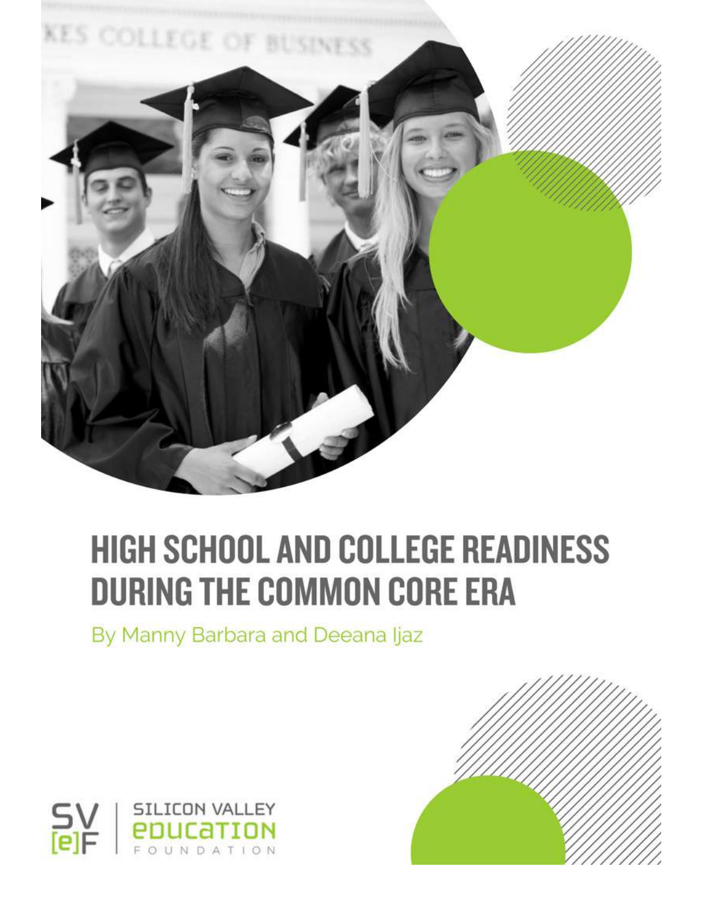# HIGH SCHOOL AND COLLEGE READINESS DURING THE COMMON CORE ERA

By Manny Barbara and Deeana Ijaz

SV [e]F | SILICON VALLEY EDUCATION FOUNDATION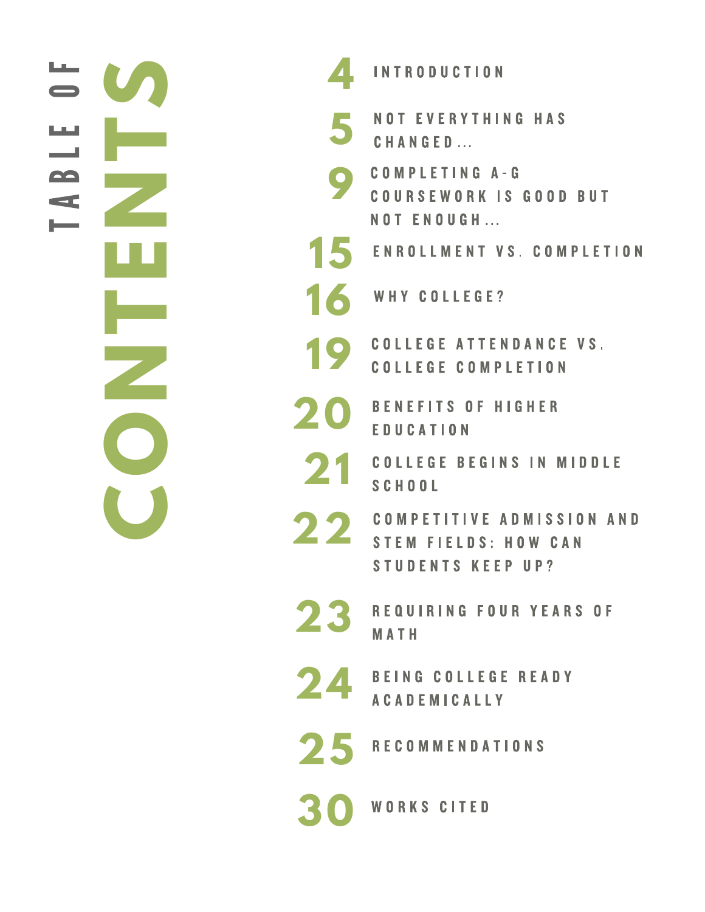# TABLE OF CONTENTS

| Page | Section |
|---|---|
| 4 | INTRODUCTION |
| 5 | NOT EVERYTHING HAS CHANGED... |
| 9 | COMPLETING A-G COURSEWORK IS GOOD BUT NOT ENOUGH... |
| 15 | ENROLLMENT VS. COMPLETION |
| 16 | WHY COLLEGE? |
| 19 | COLLEGE ATTENDANCE VS. COLLEGE COMPLETION |
| 20 | BENEFITS OF HIGHER EDUCATION |
| 21 | COLLEGE BEGINS IN MIDDLE SCHOOL |
| 22 | COMPETITIVE ADMISSION AND STEM FIELDS: HOW CAN STUDENTS KEEP UP? |
| 23 | REQUIRING FOUR YEARS OF MATH |
| 24 | BEING COLLEGE READY ACADEMICALLY |
| 25 | RECOMMENDATIONS |
| 30 | WORKS CITED |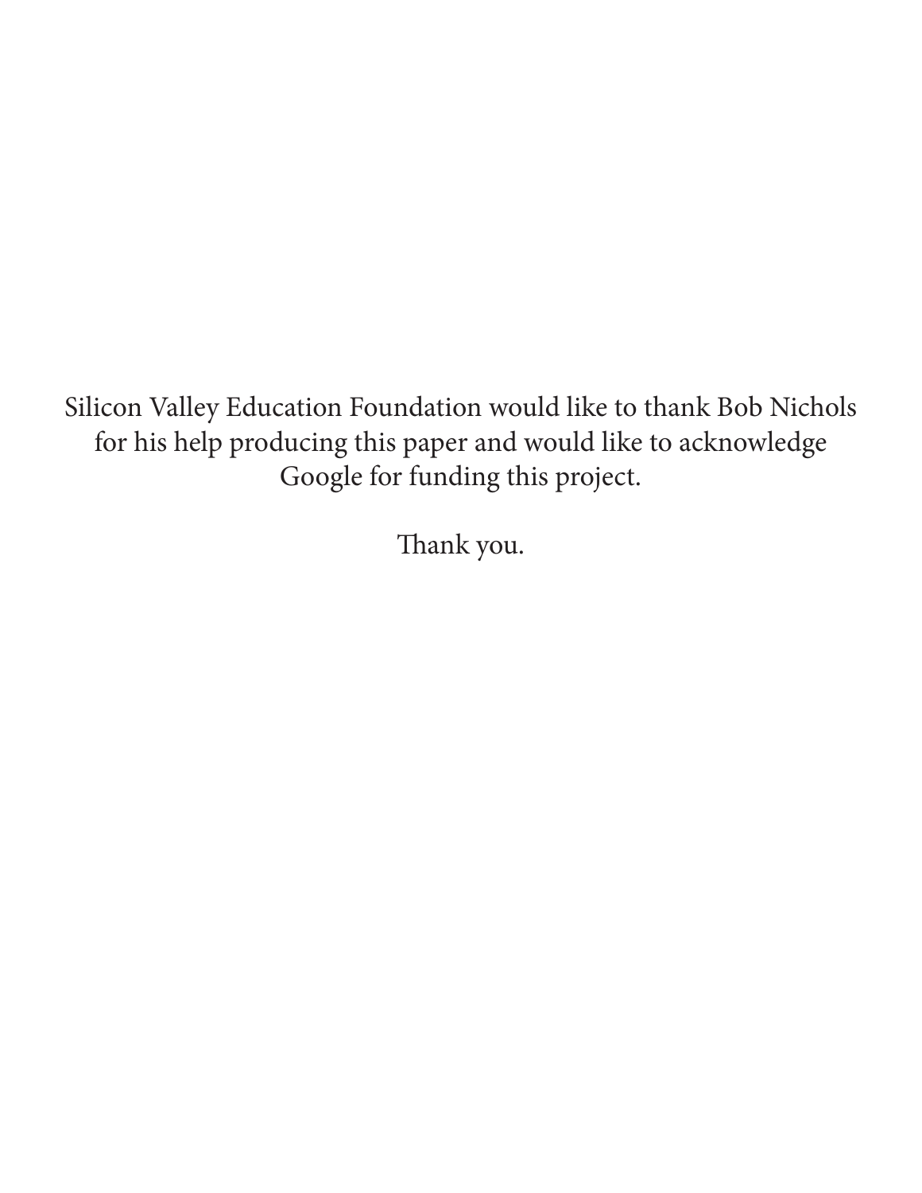Silicon Valley Education Foundation would like to thank Bob Nichols for his help producing this paper and would like to acknowledge Google for funding this project.

Thank you.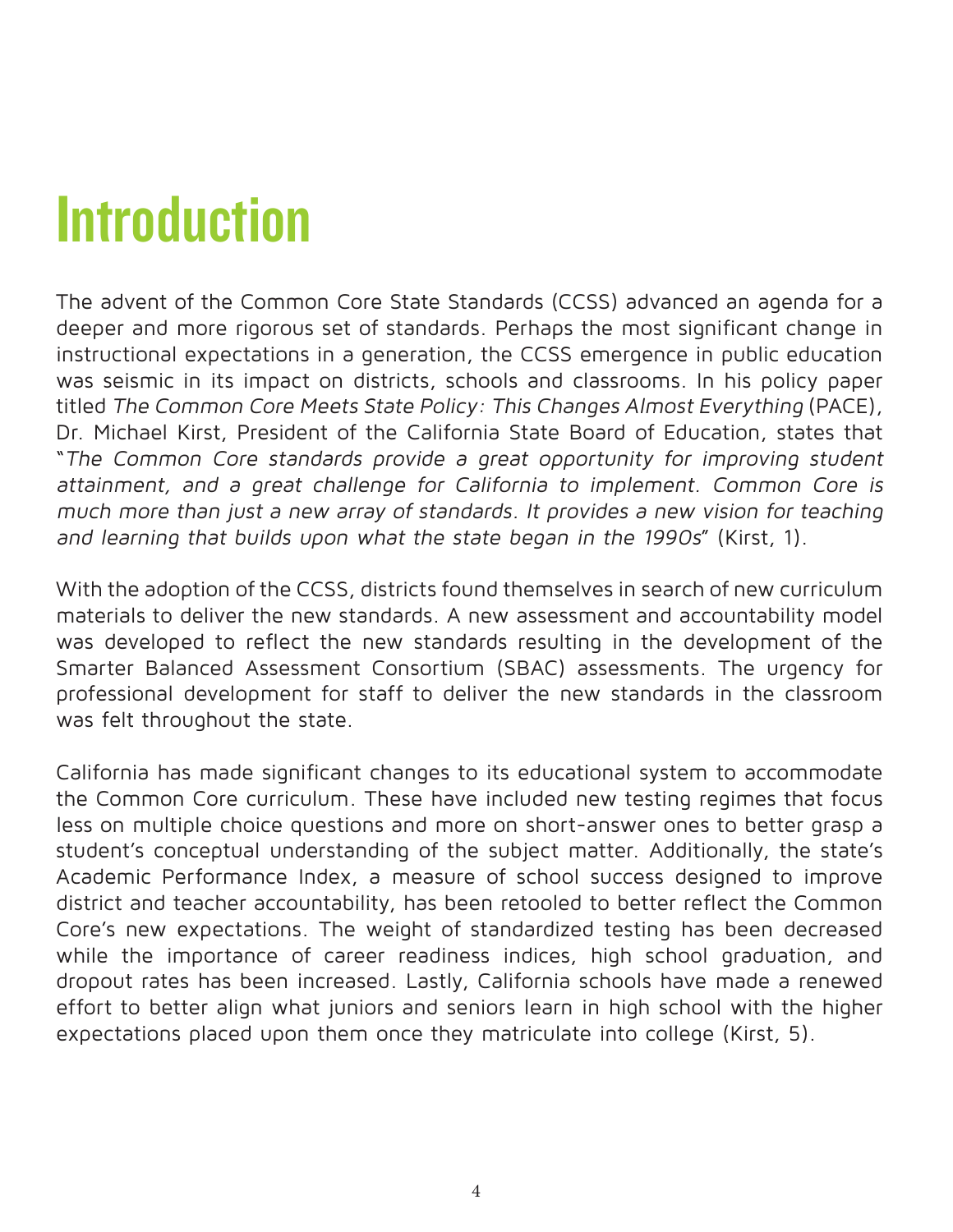# Introduction

The advent of the Common Core State Standards (CCSS) advanced an agenda for a deeper and more rigorous set of standards. Perhaps the most significant change in instructional expectations in a generation, the CCSS emergence in public education was seismic in its impact on districts, schools and classrooms. In his policy paper titled *The Common Core Meets State Policy: This Changes Almost Everything* (PACE), Dr. Michael Kirst, President of the California State Board of Education, states that "*The Common Core standards provide a great opportunity for improving student attainment, and a great challenge for California to implement. Common Core is much more than just a new array of standards. It provides a new vision for teaching and learning that builds upon what the state began in the 1990s*" (Kirst, 1).

With the adoption of the CCSS, districts found themselves in search of new curriculum materials to deliver the new standards. A new assessment and accountability model was developed to reflect the new standards resulting in the development of the Smarter Balanced Assessment Consortium (SBAC) assessments. The urgency for professional development for staff to deliver the new standards in the classroom was felt throughout the state.

California has made significant changes to its educational system to accommodate the Common Core curriculum. These have included new testing regimes that focus less on multiple choice questions and more on short-answer ones to better grasp a student's conceptual understanding of the subject matter. Additionally, the state's Academic Performance Index, a measure of school success designed to improve district and teacher accountability, has been retooled to better reflect the Common Core's new expectations. The weight of standardized testing has been decreased while the importance of career readiness indices, high school graduation, and dropout rates has been increased. Lastly, California schools have made a renewed effort to better align what juniors and seniors learn in high school with the higher expectations placed upon them once they matriculate into college (Kirst, 5).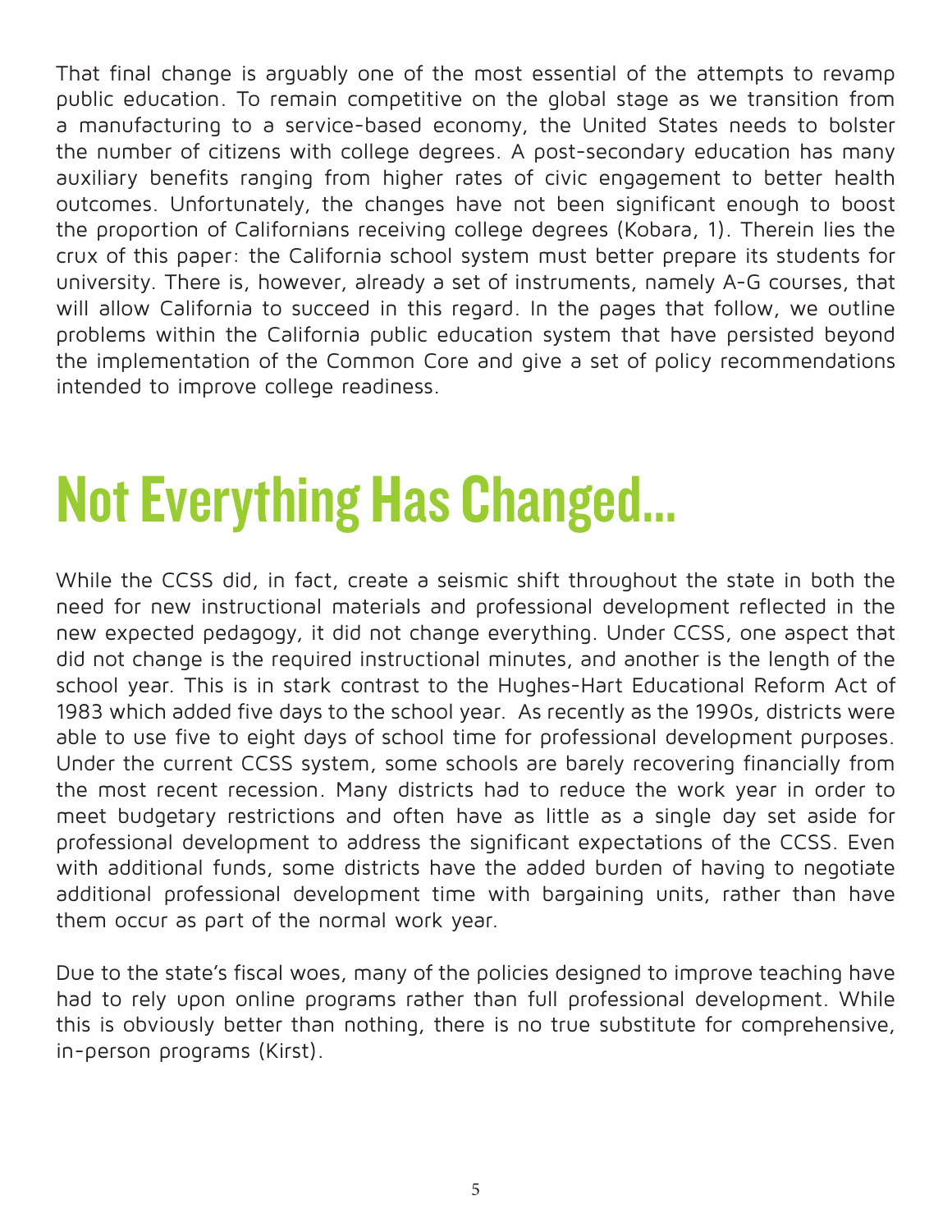That final change is arguably one of the most essential of the attempts to revamp public education. To remain competitive on the global stage as we transition from a manufacturing to a service-based economy, the United States needs to bolster the number of citizens with college degrees. A post-secondary education has many auxiliary benefits ranging from higher rates of civic engagement to better health outcomes. Unfortunately, the changes have not been significant enough to boost the proportion of Californians receiving college degrees (Kobara, 1). Therein lies the crux of this paper: the California school system must better prepare its students for university. There is, however, already a set of instruments, namely A-G courses, that will allow California to succeed in this regard. In the pages that follow, we outline problems within the California public education system that have persisted beyond the implementation of the Common Core and give a set of policy recommendations intended to improve college readiness.

# Not Everything Has Changed...

While the CCSS did, in fact, create a seismic shift throughout the state in both the need for new instructional materials and professional development reflected in the new expected pedagogy, it did not change everything. Under CCSS, one aspect that did not change is the required instructional minutes, and another is the length of the school year. This is in stark contrast to the Hughes-Hart Educational Reform Act of 1983 which added five days to the school year. As recently as the 1990s, districts were able to use five to eight days of school time for professional development purposes. Under the current CCSS system, some schools are barely recovering financially from the most recent recession. Many districts had to reduce the work year in order to meet budgetary restrictions and often have as little as a single day set aside for professional development to address the significant expectations of the CCSS. Even with additional funds, some districts have the added burden of having to negotiate additional professional development time with bargaining units, rather than have them occur as part of the normal work year.

Due to the state's fiscal woes, many of the policies designed to improve teaching have had to rely upon online programs rather than full professional development. While this is obviously better than nothing, there is no true substitute for comprehensive, in-person programs (Kirst).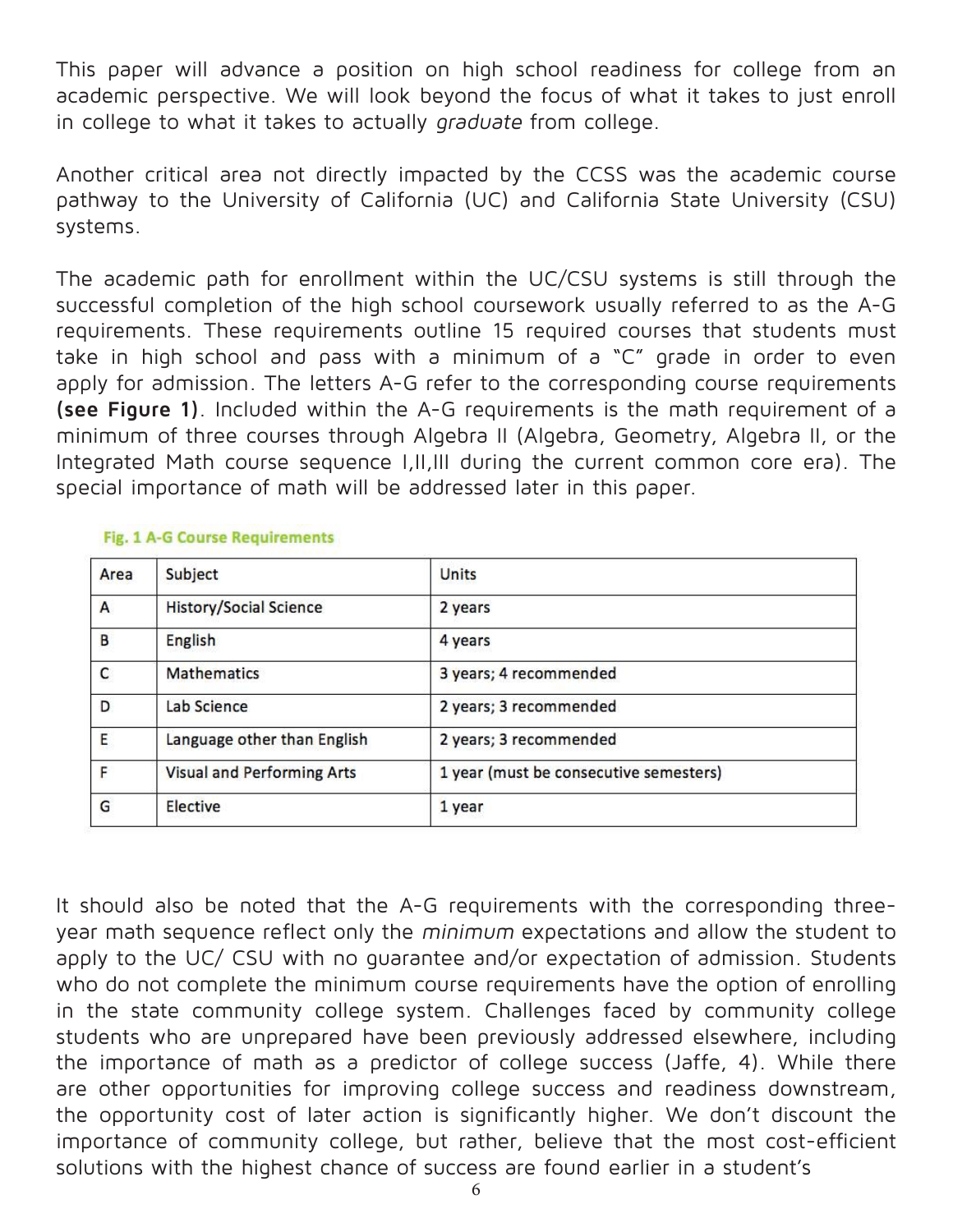This paper will advance a position on high school readiness for college from an academic perspective. We will look beyond the focus of what it takes to just enroll in college to what it takes to actually *graduate* from college.

Another critical area not directly impacted by the CCSS was the academic course pathway to the University of California (UC) and California State University (CSU) systems.

The academic path for enrollment within the UC/CSU systems is still through the successful completion of the high school coursework usually referred to as the A-G requirements. These requirements outline 15 required courses that students must take in high school and pass with a minimum of a "C" grade in order to even apply for admission. The letters A-G refer to the corresponding course requirements **(see Figure 1)**. Included within the A-G requirements is the math requirement of a minimum of three courses through Algebra II (Algebra, Geometry, Algebra II, or the Integrated Math course sequence I,II,III during the current common core era). The special importance of math will be addressed later in this paper.

**Fig. 1 A-G Course Requirements**

| Area | Subject | Units |
|---|---|---|
| A | History/Social Science | 2 years |
| B | English | 4 years |
| C | Mathematics | 3 years; 4 recommended |
| D | Lab Science | 2 years; 3 recommended |
| E | Language other than English | 2 years; 3 recommended |
| F | Visual and Performing Arts | 1 year (must be consecutive semesters) |
| G | Elective | 1 year |

It should also be noted that the A-G requirements with the corresponding three-year math sequence reflect only the *minimum* expectations and allow the student to apply to the UC/ CSU with no guarantee and/or expectation of admission. Students who do not complete the minimum course requirements have the option of enrolling in the state community college system. Challenges faced by community college students who are unprepared have been previously addressed elsewhere, including the importance of math as a predictor of college success (Jaffe, 4). While there are other opportunities for improving college success and readiness downstream, the opportunity cost of later action is significantly higher. We don't discount the importance of community college, but rather, believe that the most cost-efficient solutions with the highest chance of success are found earlier in a student's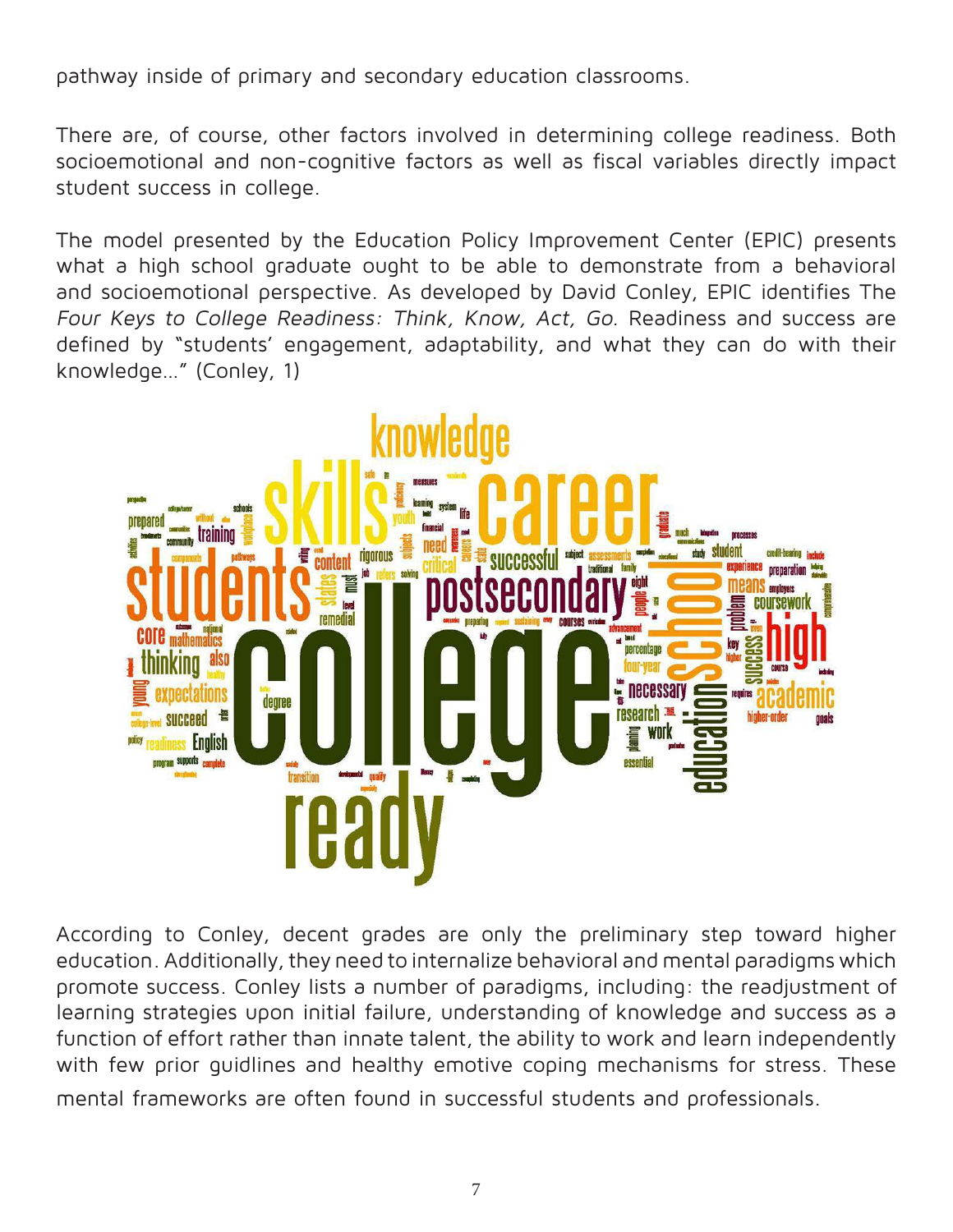pathway inside of primary and secondary education classrooms.

There are, of course, other factors involved in determining college readiness. Both socioemotional and non-cognitive factors as well as fiscal variables directly impact student success in college.

The model presented by the Education Policy Improvement Center (EPIC) presents what a high school graduate ought to be able to demonstrate from a behavioral and socioemotional perspective. As developed by David Conley, EPIC identifies The *Four Keys to College Readiness: Think, Know, Act, Go.* Readiness and success are defined by "students' engagement, adaptability, and what they can do with their knowledge..." (Conley, 1)

According to Conley, decent grades are only the preliminary step toward higher education. Additionally, they need to internalize behavioral and mental paradigms which promote success. Conley lists a number of paradigms, including: the readjustment of learning strategies upon initial failure, understanding of knowledge and success as a function of effort rather than innate talent, the ability to work and learn independently with few prior guidlines and healthy emotive coping mechanisms for stress. These mental frameworks are often found in successful students and professionals.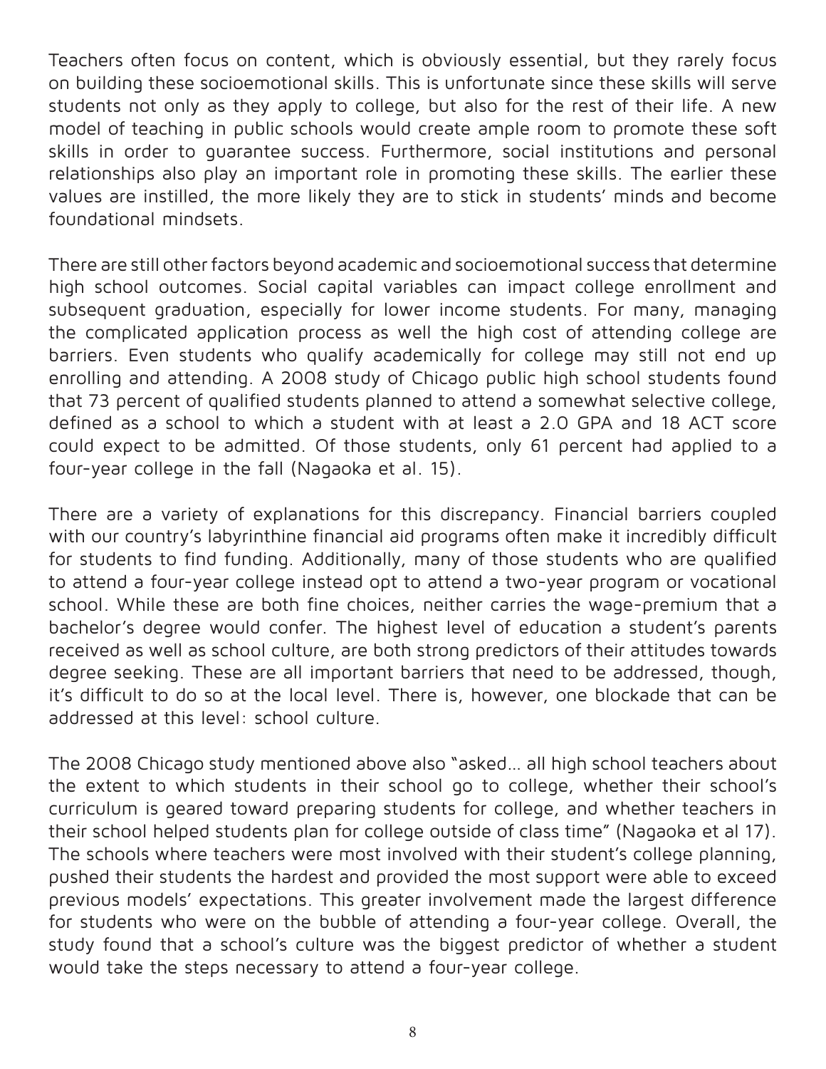Teachers often focus on content, which is obviously essential, but they rarely focus on building these socioemotional skills. This is unfortunate since these skills will serve students not only as they apply to college, but also for the rest of their life. A new model of teaching in public schools would create ample room to promote these soft skills in order to guarantee success. Furthermore, social institutions and personal relationships also play an important role in promoting these skills. The earlier these values are instilled, the more likely they are to stick in students' minds and become foundational mindsets.

There are still other factors beyond academic and socioemotional success that determine high school outcomes. Social capital variables can impact college enrollment and subsequent graduation, especially for lower income students. For many, managing the complicated application process as well the high cost of attending college are barriers. Even students who qualify academically for college may still not end up enrolling and attending. A 2008 study of Chicago public high school students found that 73 percent of qualified students planned to attend a somewhat selective college, defined as a school to which a student with at least a 2.0 GPA and 18 ACT score could expect to be admitted. Of those students, only 61 percent had applied to a four-year college in the fall (Nagaoka et al. 15).

There are a variety of explanations for this discrepancy. Financial barriers coupled with our country's labyrinthine financial aid programs often make it incredibly difficult for students to find funding. Additionally, many of those students who are qualified to attend a four-year college instead opt to attend a two-year program or vocational school. While these are both fine choices, neither carries the wage-premium that a bachelor's degree would confer. The highest level of education a student's parents received as well as school culture, are both strong predictors of their attitudes towards degree seeking. These are all important barriers that need to be addressed, though, it's difficult to do so at the local level. There is, however, one blockade that can be addressed at this level: school culture.

The 2008 Chicago study mentioned above also "asked... all high school teachers about the extent to which students in their school go to college, whether their school's curriculum is geared toward preparing students for college, and whether teachers in their school helped students plan for college outside of class time" (Nagaoka et al 17). The schools where teachers were most involved with their student's college planning, pushed their students the hardest and provided the most support were able to exceed previous models' expectations. This greater involvement made the largest difference for students who were on the bubble of attending a four-year college. Overall, the study found that a school's culture was the biggest predictor of whether a student would take the steps necessary to attend a four-year college.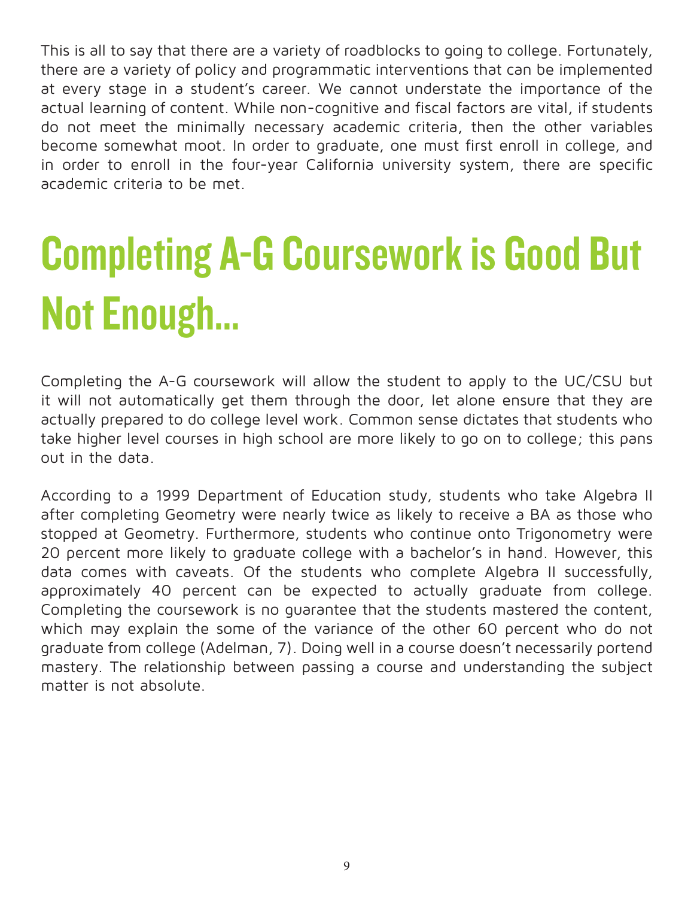This is all to say that there are a variety of roadblocks to going to college. Fortunately, there are a variety of policy and programmatic interventions that can be implemented at every stage in a student's career. We cannot understate the importance of the actual learning of content. While non-cognitive and fiscal factors are vital, if students do not meet the minimally necessary academic criteria, then the other variables become somewhat moot. In order to graduate, one must first enroll in college, and in order to enroll in the four-year California university system, there are specific academic criteria to be met.

# Completing A-G Coursework is Good But Not Enough…

Completing the A-G coursework will allow the student to apply to the UC/CSU but it will not automatically get them through the door, let alone ensure that they are actually prepared to do college level work. Common sense dictates that students who take higher level courses in high school are more likely to go on to college; this pans out in the data.

According to a 1999 Department of Education study, students who take Algebra II after completing Geometry were nearly twice as likely to receive a BA as those who stopped at Geometry. Furthermore, students who continue onto Trigonometry were 20 percent more likely to graduate college with a bachelor's in hand. However, this data comes with caveats. Of the students who complete Algebra II successfully, approximately 40 percent can be expected to actually graduate from college. Completing the coursework is no guarantee that the students mastered the content, which may explain the some of the variance of the other 60 percent who do not graduate from college (Adelman, 7). Doing well in a course doesn't necessarily portend mastery. The relationship between passing a course and understanding the subject matter is not absolute.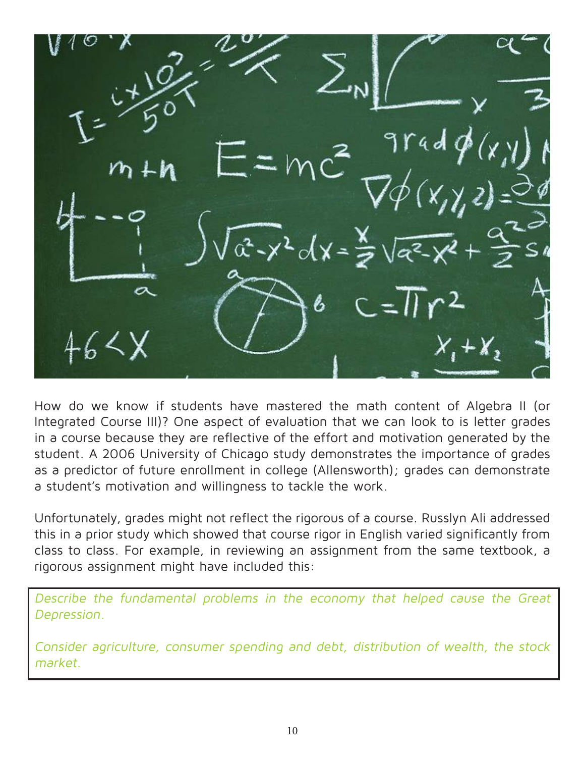How do we know if students have mastered the math content of Algebra II (or Integrated Course III)? One aspect of evaluation that we can look to is letter grades in a course because they are reflective of the effort and motivation generated by the student. A 2006 University of Chicago study demonstrates the importance of grades as a predictor of future enrollment in college (Allensworth); grades can demonstrate a student's motivation and willingness to tackle the work.

Unfortunately, grades might not reflect the rigorous of a course. Russlyn Ali addressed this in a prior study which showed that course rigor in English varied significantly from class to class. For example, in reviewing an assignment from the same textbook, a rigorous assignment might have included this:

> *Describe the fundamental problems in the economy that helped cause the Great Depression.*
>
> *Consider agriculture, consumer spending and debt, distribution of wealth, the stock market.*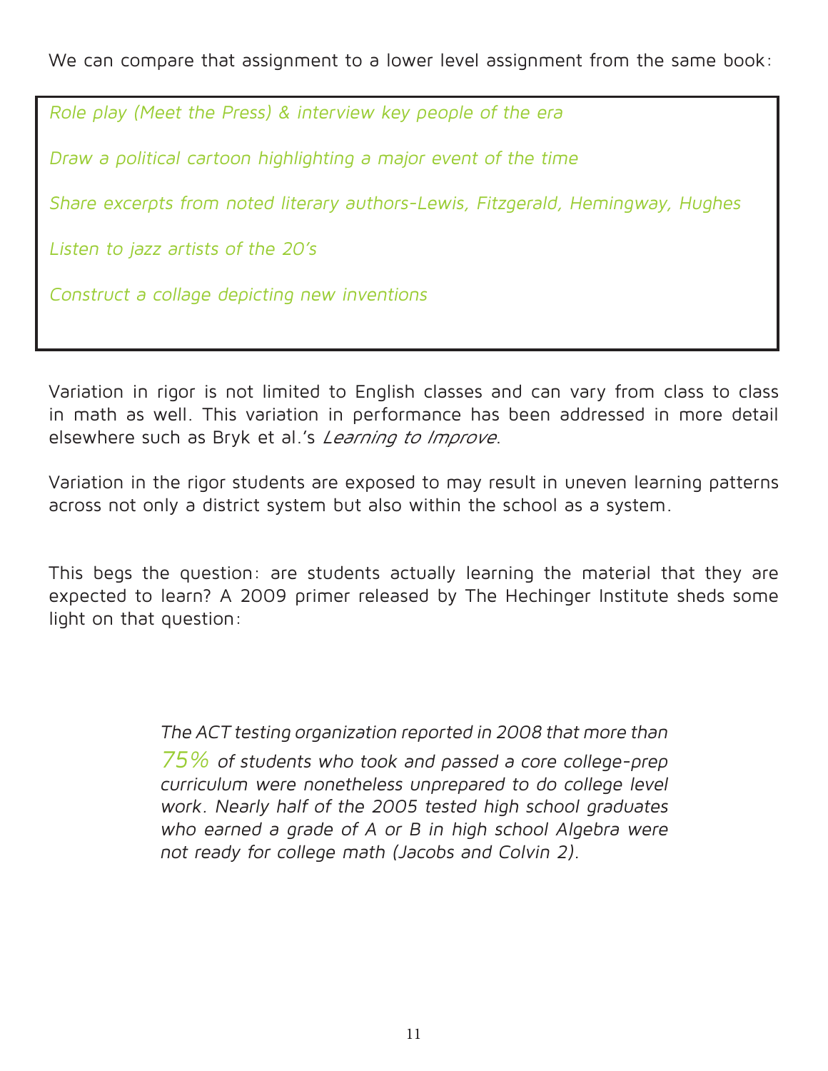We can compare that assignment to a lower level assignment from the same book:

> *Role play (Meet the Press) & interview key people of the era*
>
> *Draw a political cartoon highlighting a major event of the time*
>
> *Share excerpts from noted literary authors-Lewis, Fitzgerald, Hemingway, Hughes*
>
> *Listen to jazz artists of the 20's*
>
> *Construct a collage depicting new inventions*

Variation in rigor is not limited to English classes and can vary from class to class in math as well. This variation in performance has been addressed in more detail elsewhere such as Bryk et al.'s *Learning to Improve*.

Variation in the rigor students are exposed to may result in uneven learning patterns across not only a district system but also within the school as a system.

This begs the question: are students actually learning the material that they are expected to learn? A 2009 primer released by The Hechinger Institute sheds some light on that question:

> *The ACT testing organization reported in 2008 that more than 75% of students who took and passed a core college-prep curriculum were nonetheless unprepared to do college level work. Nearly half of the 2005 tested high school graduates who earned a grade of A or B in high school Algebra were not ready for college math (Jacobs and Colvin 2).*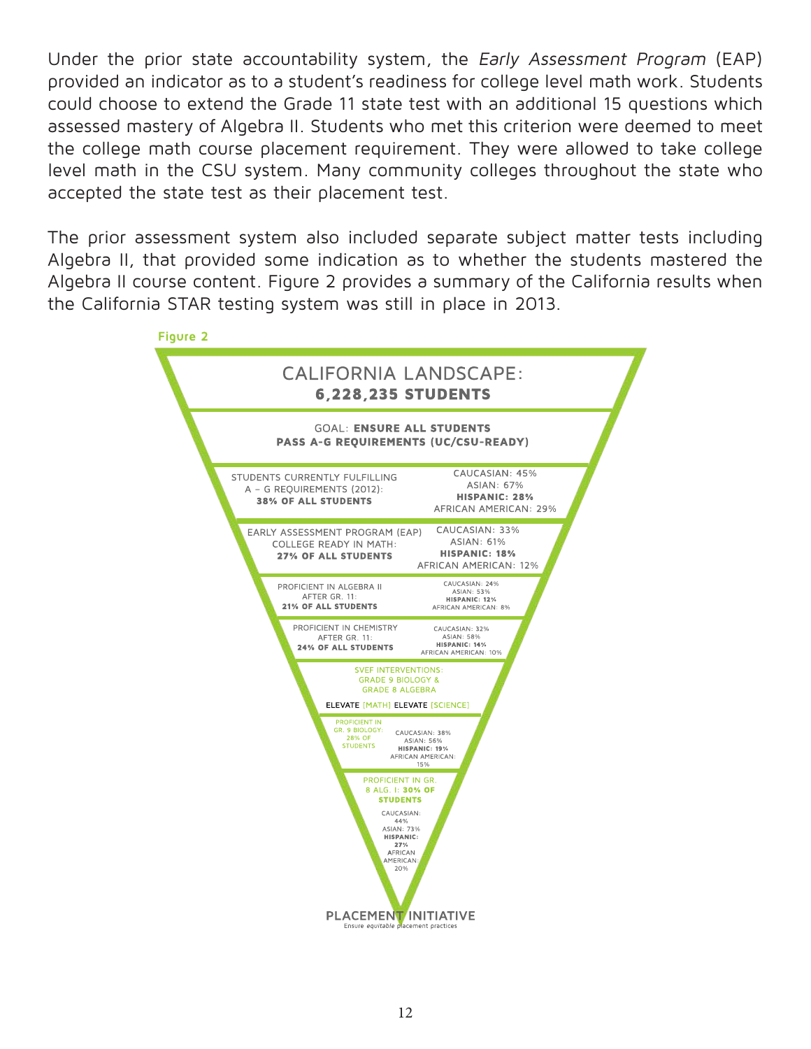Under the prior state accountability system, the *Early Assessment Program* (EAP) provided an indicator as to a student's readiness for college level math work. Students could choose to extend the Grade 11 state test with an additional 15 questions which assessed mastery of Algebra II. Students who met this criterion were deemed to meet the college math course placement requirement. They were allowed to take college level math in the CSU system. Many community colleges throughout the state who accepted the state test as their placement test.

The prior assessment system also included separate subject matter tests including Algebra II, that provided some indication as to whether the students mastered the Algebra II course content. Figure 2 provides a summary of the California results when the California STAR testing system was still in place in 2013.

Figure 2

CALIFORNIA LANDSCAPE:
**6,228,235 STUDENTS**

GOAL: **ENSURE ALL STUDENTS PASS A-G REQUIREMENTS (UC/CSU-READY)**

| | |
|---|---|
| STUDENTS CURRENTLY FULFILLING A – G REQUIREMENTS (2012): **38% OF ALL STUDENTS** | CAUCASIAN: 45%<br>ASIAN: 67%<br>**HISPANIC: 28%**<br>AFRICAN AMERICAN: 29% |
| EARLY ASSESSMENT PROGRAM (EAP) COLLEGE READY IN MATH: **27% OF ALL STUDENTS** | CAUCASIAN: 33%<br>ASIAN: 61%<br>**HISPANIC: 18%**<br>AFRICAN AMERICAN: 12% |
| PROFICIENT IN ALGEBRA II AFTER GR. 11: **21% OF ALL STUDENTS** | CAUCASIAN: 24%<br>ASIAN: 53%<br>**HISPANIC: 12%**<br>AFRICAN AMERICAN: 8% |
| PROFICIENT IN CHEMISTRY AFTER GR. 11: **24% OF ALL STUDENTS** | CAUCASIAN: 32%<br>ASIAN: 58%<br>**HISPANIC: 14%**<br>AFRICAN AMERICAN: 10% |

SVEF INTERVENTIONS: GRADE 9 BIOLOGY & GRADE 8 ALGEBRA

ELEVATE [MATH] ELEVATE [SCIENCE]

| | |
|---|---|
| PROFICIENT IN GR. 9 BIOLOGY: 28% OF STUDENTS | CAUCASIAN: 38%<br>ASIAN: 56%<br>**HISPANIC: 19%**<br>AFRICAN AMERICAN: 15% |
| PROFICIENT IN GR. 8 ALG. I: **30% OF STUDENTS** | CAUCASIAN: 44%<br>ASIAN: 73%<br>**HISPANIC: 27%**<br>AFRICAN AMERICAN: 20% |

**PLACEMENT INITIATIVE**
Ensure *equitable* placement practices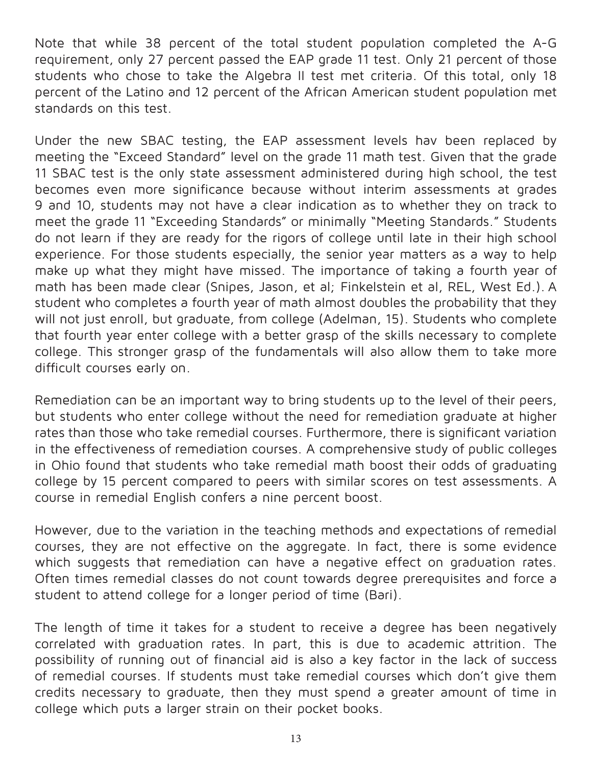Note that while 38 percent of the total student population completed the A-G requirement, only 27 percent passed the EAP grade 11 test. Only 21 percent of those students who chose to take the Algebra II test met criteria. Of this total, only 18 percent of the Latino and 12 percent of the African American student population met standards on this test.

Under the new SBAC testing, the EAP assessment levels hav been replaced by meeting the "Exceed Standard" level on the grade 11 math test. Given that the grade 11 SBAC test is the only state assessment administered during high school, the test becomes even more significance because without interim assessments at grades 9 and 10, students may not have a clear indication as to whether they on track to meet the grade 11 "Exceeding Standards" or minimally "Meeting Standards." Students do not learn if they are ready for the rigors of college until late in their high school experience. For those students especially, the senior year matters as a way to help make up what they might have missed. The importance of taking a fourth year of math has been made clear (Snipes, Jason, et al; Finkelstein et al, REL, West Ed.). A student who completes a fourth year of math almost doubles the probability that they will not just enroll, but graduate, from college (Adelman, 15). Students who complete that fourth year enter college with a better grasp of the skills necessary to complete college. This stronger grasp of the fundamentals will also allow them to take more difficult courses early on.

Remediation can be an important way to bring students up to the level of their peers, but students who enter college without the need for remediation graduate at higher rates than those who take remedial courses. Furthermore, there is significant variation in the effectiveness of remediation courses. A comprehensive study of public colleges in Ohio found that students who take remedial math boost their odds of graduating college by 15 percent compared to peers with similar scores on test assessments. A course in remedial English confers a nine percent boost.

However, due to the variation in the teaching methods and expectations of remedial courses, they are not effective on the aggregate. In fact, there is some evidence which suggests that remediation can have a negative effect on graduation rates. Often times remedial classes do not count towards degree prerequisites and force a student to attend college for a longer period of time (Bari).

The length of time it takes for a student to receive a degree has been negatively correlated with graduation rates. In part, this is due to academic attrition. The possibility of running out of financial aid is also a key factor in the lack of success of remedial courses. If students must take remedial courses which don't give them credits necessary to graduate, then they must spend a greater amount of time in college which puts a larger strain on their pocket books.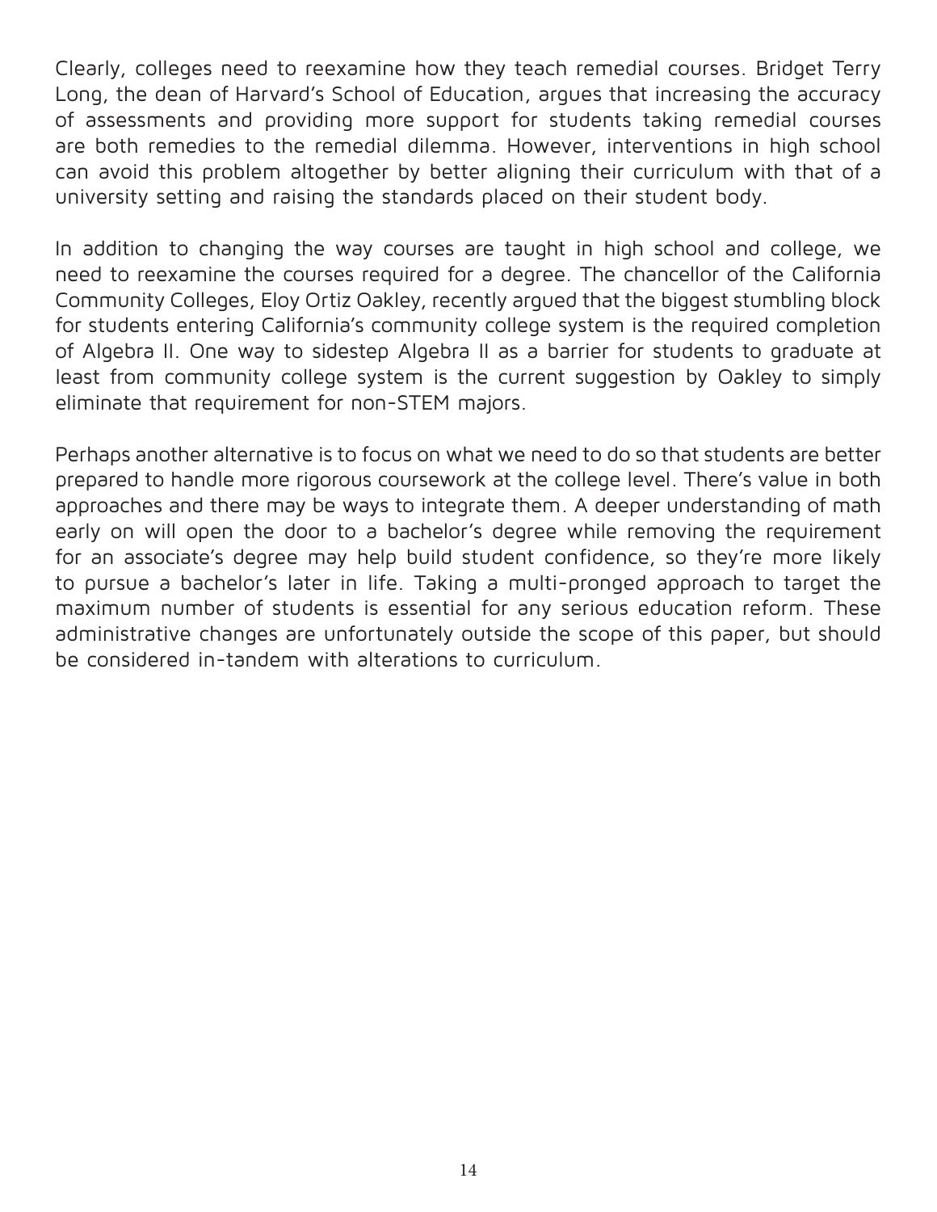Clearly, colleges need to reexamine how they teach remedial courses. Bridget Terry Long, the dean of Harvard's School of Education, argues that increasing the accuracy of assessments and providing more support for students taking remedial courses are both remedies to the remedial dilemma. However, interventions in high school can avoid this problem altogether by better aligning their curriculum with that of a university setting and raising the standards placed on their student body.

In addition to changing the way courses are taught in high school and college, we need to reexamine the courses required for a degree. The chancellor of the California Community Colleges, Eloy Ortiz Oakley, recently argued that the biggest stumbling block for students entering California's community college system is the required completion of Algebra II. One way to sidestep Algebra II as a barrier for students to graduate at least from community college system is the current suggestion by Oakley to simply eliminate that requirement for non-STEM majors.

Perhaps another alternative is to focus on what we need to do so that students are better prepared to handle more rigorous coursework at the college level. There's value in both approaches and there may be ways to integrate them. A deeper understanding of math early on will open the door to a bachelor's degree while removing the requirement for an associate's degree may help build student confidence, so they're more likely to pursue a bachelor's later in life. Taking a multi-pronged approach to target the maximum number of students is essential for any serious education reform. These administrative changes are unfortunately outside the scope of this paper, but should be considered in-tandem with alterations to curriculum.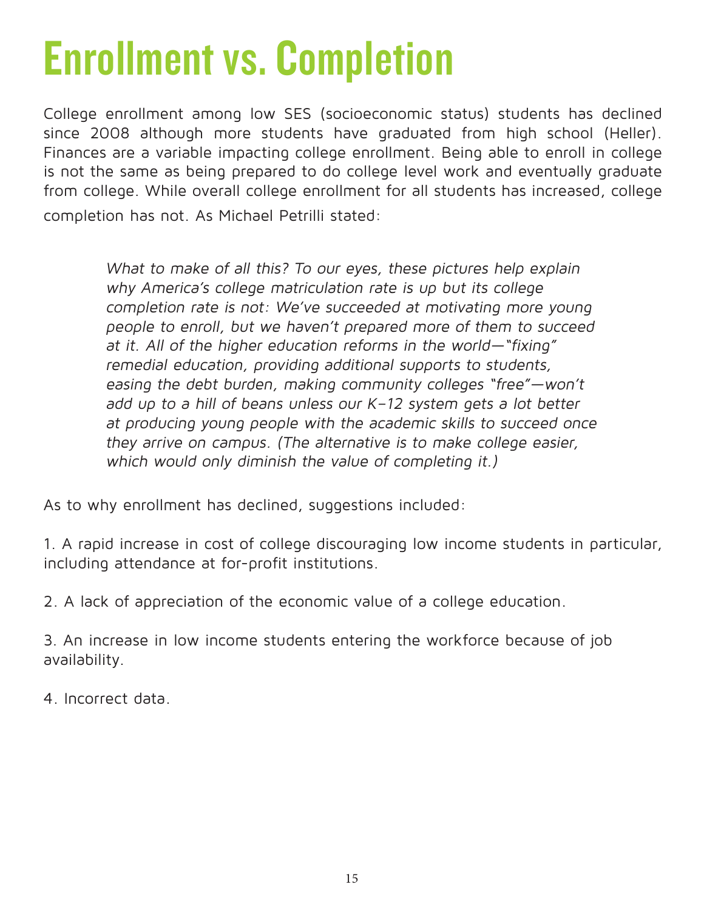# Enrollment vs. Completion

College enrollment among low SES (socioeconomic status) students has declined since 2008 although more students have graduated from high school (Heller). Finances are a variable impacting college enrollment. Being able to enroll in college is not the same as being prepared to do college level work and eventually graduate from college. While overall college enrollment for all students has increased, college completion has not. As Michael Petrilli stated:

> *What to make of all this? To our eyes, these pictures help explain why America's college matriculation rate is up but its college completion rate is not: We've succeeded at motivating more young people to enroll, but we haven't prepared more of them to succeed at it. All of the higher education reforms in the world—"fixing" remedial education, providing additional supports to students, easing the debt burden, making community colleges "free"—won't add up to a hill of beans unless our K–12 system gets a lot better at producing young people with the academic skills to succeed once they arrive on campus. (The alternative is to make college easier, which would only diminish the value of completing it.)*

As to why enrollment has declined, suggestions included:

1. A rapid increase in cost of college discouraging low income students in particular, including attendance at for-profit institutions.

2. A lack of appreciation of the economic value of a college education.

3. An increase in low income students entering the workforce because of job availability.

4. Incorrect data.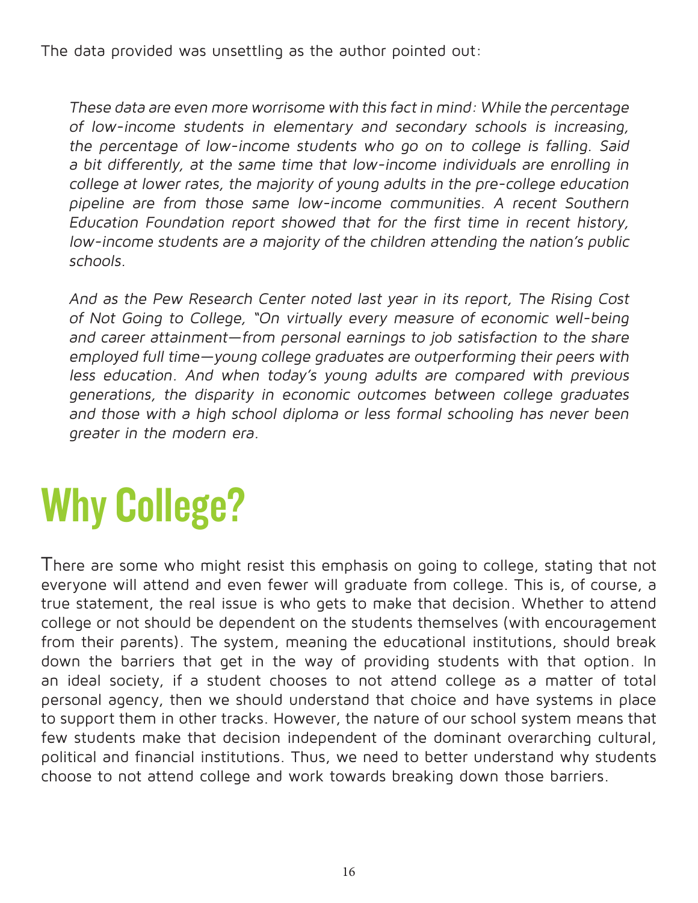The data provided was unsettling as the author pointed out:

> *These data are even more worrisome with this fact in mind: While the percentage of low-income students in elementary and secondary schools is increasing, the percentage of low-income students who go on to college is falling. Said a bit differently, at the same time that low-income individuals are enrolling in college at lower rates, the majority of young adults in the pre-college education pipeline are from those same low-income communities. A recent Southern Education Foundation report showed that for the first time in recent history, low-income students are a majority of the children attending the nation's public schools.*
>
> *And as the Pew Research Center noted last year in its report, The Rising Cost of Not Going to College, "On virtually every measure of economic well-being and career attainment—from personal earnings to job satisfaction to the share employed full time—young college graduates are outperforming their peers with less education. And when today's young adults are compared with previous generations, the disparity in economic outcomes between college graduates and those with a high school diploma or less formal schooling has never been greater in the modern era.*

# Why College?

There are some who might resist this emphasis on going to college, stating that not everyone will attend and even fewer will graduate from college. This is, of course, a true statement, the real issue is who gets to make that decision. Whether to attend college or not should be dependent on the students themselves (with encouragement from their parents). The system, meaning the educational institutions, should break down the barriers that get in the way of providing students with that option. In an ideal society, if a student chooses to not attend college as a matter of total personal agency, then we should understand that choice and have systems in place to support them in other tracks. However, the nature of our school system means that few students make that decision independent of the dominant overarching cultural, political and financial institutions. Thus, we need to better understand why students choose to not attend college and work towards breaking down those barriers.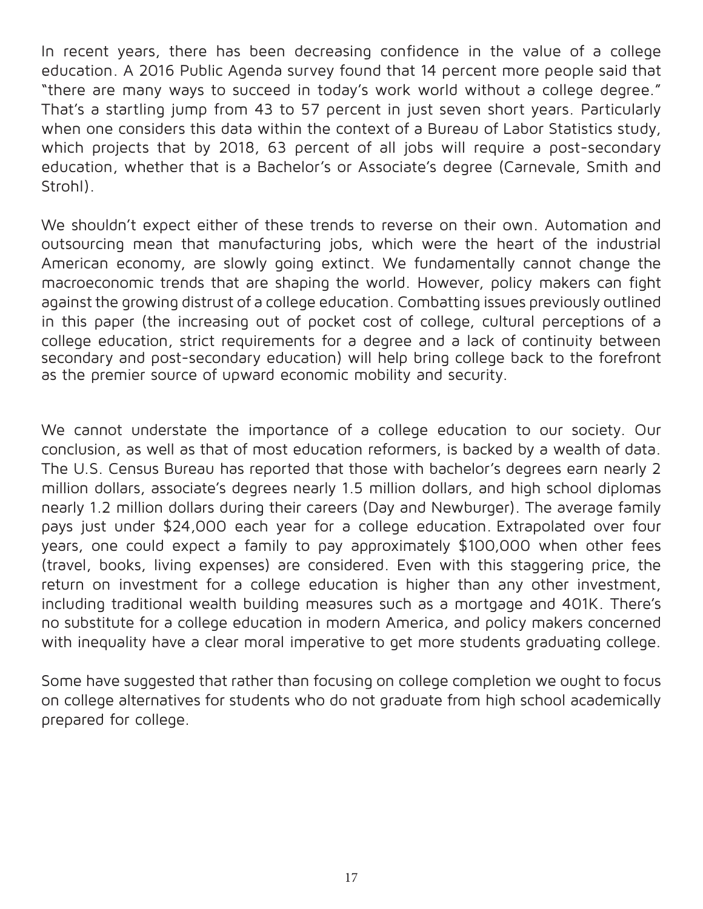In recent years, there has been decreasing confidence in the value of a college education. A 2016 Public Agenda survey found that 14 percent more people said that "there are many ways to succeed in today's work world without a college degree." That's a startling jump from 43 to 57 percent in just seven short years. Particularly when one considers this data within the context of a Bureau of Labor Statistics study, which projects that by 2018, 63 percent of all jobs will require a post-secondary education, whether that is a Bachelor's or Associate's degree (Carnevale, Smith and Strohl).

We shouldn't expect either of these trends to reverse on their own. Automation and outsourcing mean that manufacturing jobs, which were the heart of the industrial American economy, are slowly going extinct. We fundamentally cannot change the macroeconomic trends that are shaping the world. However, policy makers can fight against the growing distrust of a college education. Combatting issues previously outlined in this paper (the increasing out of pocket cost of college, cultural perceptions of a college education, strict requirements for a degree and a lack of continuity between secondary and post-secondary education) will help bring college back to the forefront as the premier source of upward economic mobility and security.

We cannot understate the importance of a college education to our society. Our conclusion, as well as that of most education reformers, is backed by a wealth of data. The U.S. Census Bureau has reported that those with bachelor's degrees earn nearly 2 million dollars, associate's degrees nearly 1.5 million dollars, and high school diplomas nearly 1.2 million dollars during their careers (Day and Newburger). The average family pays just under $24,000 each year for a college education. Extrapolated over four years, one could expect a family to pay approximately $100,000 when other fees (travel, books, living expenses) are considered. Even with this staggering price, the return on investment for a college education is higher than any other investment, including traditional wealth building measures such as a mortgage and 401K. There's no substitute for a college education in modern America, and policy makers concerned with inequality have a clear moral imperative to get more students graduating college.

Some have suggested that rather than focusing on college completion we ought to focus on college alternatives for students who do not graduate from high school academically prepared for college.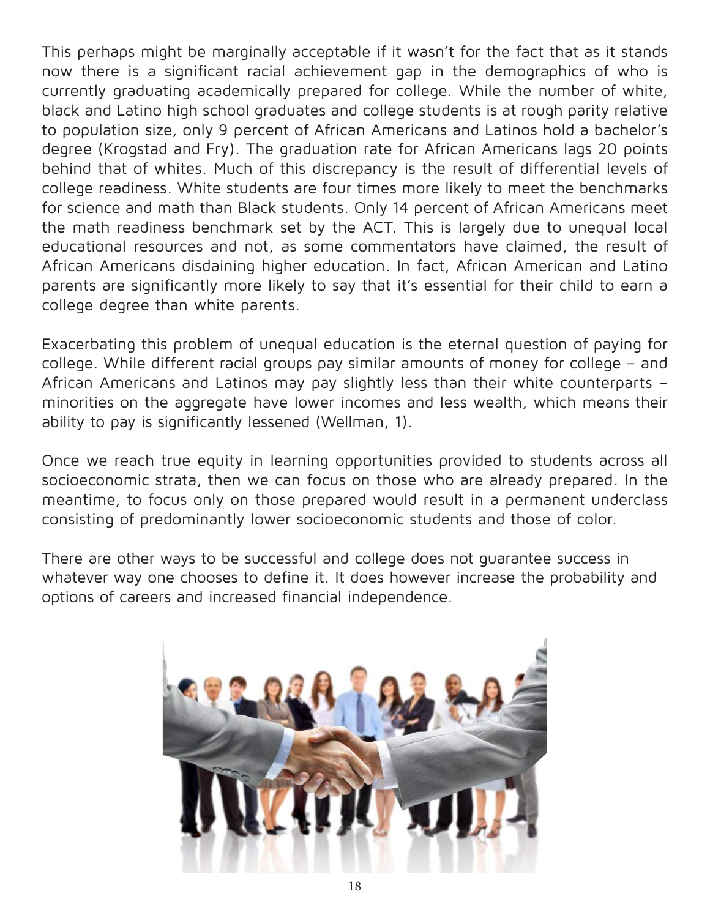This perhaps might be marginally acceptable if it wasn't for the fact that as it stands now there is a significant racial achievement gap in the demographics of who is currently graduating academically prepared for college. While the number of white, black and Latino high school graduates and college students is at rough parity relative to population size, only 9 percent of African Americans and Latinos hold a bachelor's degree (Krogstad and Fry). The graduation rate for African Americans lags 20 points behind that of whites. Much of this discrepancy is the result of differential levels of college readiness. White students are four times more likely to meet the benchmarks for science and math than Black students. Only 14 percent of African Americans meet the math readiness benchmark set by the ACT. This is largely due to unequal local educational resources and not, as some commentators have claimed, the result of African Americans disdaining higher education. In fact, African American and Latino parents are significantly more likely to say that it's essential for their child to earn a college degree than white parents.

Exacerbating this problem of unequal education is the eternal question of paying for college. While different racial groups pay similar amounts of money for college – and African Americans and Latinos may pay slightly less than their white counterparts – minorities on the aggregate have lower incomes and less wealth, which means their ability to pay is significantly lessened (Wellman, 1).

Once we reach true equity in learning opportunities provided to students across all socioeconomic strata, then we can focus on those who are already prepared. In the meantime, to focus only on those prepared would result in a permanent underclass consisting of predominantly lower socioeconomic students and those of color.

There are other ways to be successful and college does not guarantee success in whatever way one chooses to define it. It does however increase the probability and options of careers and increased financial independence.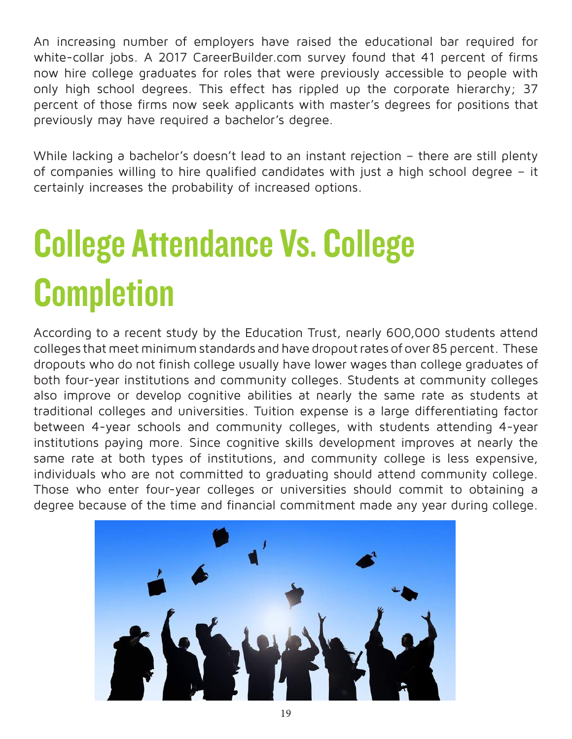An increasing number of employers have raised the educational bar required for white-collar jobs. A 2017 CareerBuilder.com survey found that 41 percent of firms now hire college graduates for roles that were previously accessible to people with only high school degrees. This effect has rippled up the corporate hierarchy; 37 percent of those firms now seek applicants with master's degrees for positions that previously may have required a bachelor's degree.

While lacking a bachelor's doesn't lead to an instant rejection – there are still plenty of companies willing to hire qualified candidates with just a high school degree – it certainly increases the probability of increased options.

# College Attendance Vs. College Completion

According to a recent study by the Education Trust, nearly 600,000 students attend colleges that meet minimum standards and have dropout rates of over 85 percent. These dropouts who do not finish college usually have lower wages than college graduates of both four-year institutions and community colleges. Students at community colleges also improve or develop cognitive abilities at nearly the same rate as students at traditional colleges and universities. Tuition expense is a large differentiating factor between 4-year schools and community colleges, with students attending 4-year institutions paying more. Since cognitive skills development improves at nearly the same rate at both types of institutions, and community college is less expensive, individuals who are not committed to graduating should attend community college. Those who enter four-year colleges or universities should commit to obtaining a degree because of the time and financial commitment made any year during college.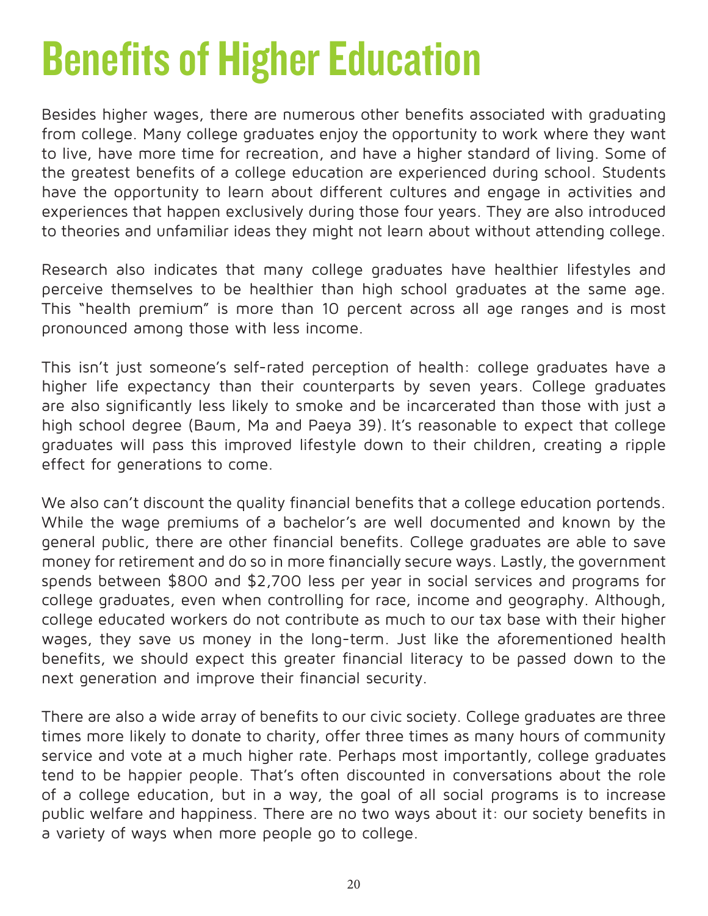# Benefits of Higher Education

Besides higher wages, there are numerous other benefits associated with graduating from college. Many college graduates enjoy the opportunity to work where they want to live, have more time for recreation, and have a higher standard of living. Some of the greatest benefits of a college education are experienced during school. Students have the opportunity to learn about different cultures and engage in activities and experiences that happen exclusively during those four years. They are also introduced to theories and unfamiliar ideas they might not learn about without attending college.

Research also indicates that many college graduates have healthier lifestyles and perceive themselves to be healthier than high school graduates at the same age. This "health premium" is more than 10 percent across all age ranges and is most pronounced among those with less income.

This isn't just someone's self-rated perception of health: college graduates have a higher life expectancy than their counterparts by seven years. College graduates are also significantly less likely to smoke and be incarcerated than those with just a high school degree (Baum, Ma and Paeya 39). It's reasonable to expect that college graduates will pass this improved lifestyle down to their children, creating a ripple effect for generations to come.

We also can't discount the quality financial benefits that a college education portends. While the wage premiums of a bachelor's are well documented and known by the general public, there are other financial benefits. College graduates are able to save money for retirement and do so in more financially secure ways. Lastly, the government spends between $800 and $2,700 less per year in social services and programs for college graduates, even when controlling for race, income and geography. Although, college educated workers do not contribute as much to our tax base with their higher wages, they save us money in the long-term. Just like the aforementioned health benefits, we should expect this greater financial literacy to be passed down to the next generation and improve their financial security.

There are also a wide array of benefits to our civic society. College graduates are three times more likely to donate to charity, offer three times as many hours of community service and vote at a much higher rate. Perhaps most importantly, college graduates tend to be happier people. That's often discounted in conversations about the role of a college education, but in a way, the goal of all social programs is to increase public welfare and happiness. There are no two ways about it: our society benefits in a variety of ways when more people go to college.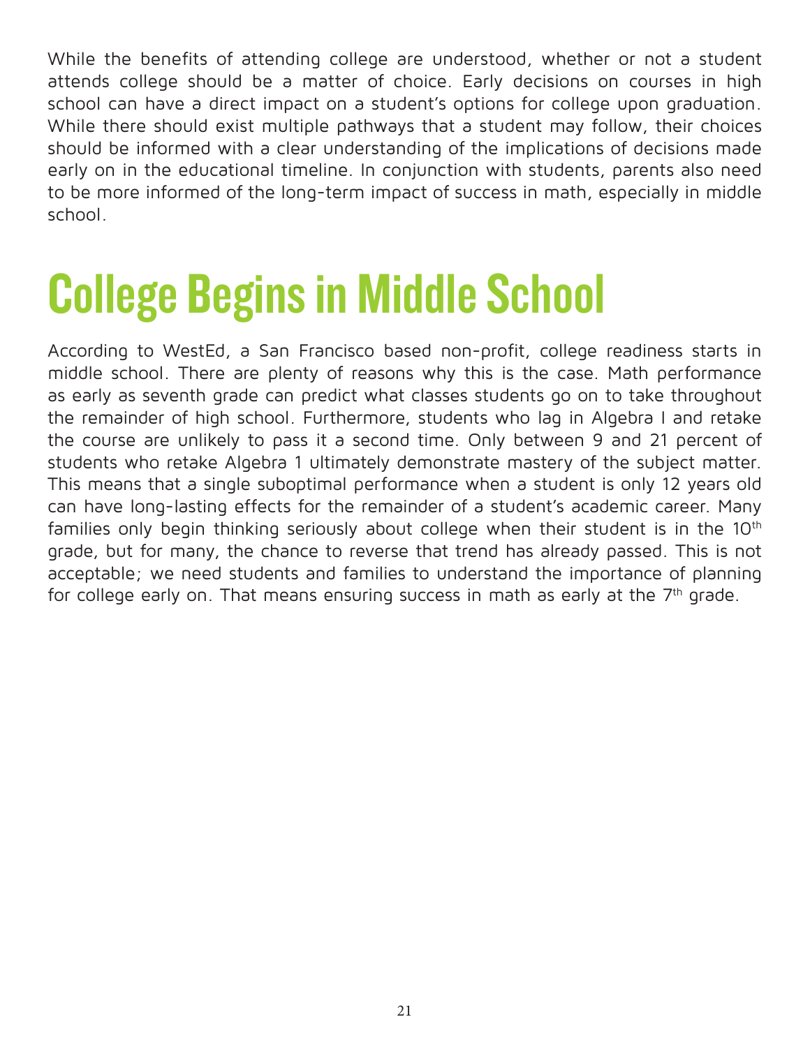While the benefits of attending college are understood, whether or not a student attends college should be a matter of choice. Early decisions on courses in high school can have a direct impact on a student's options for college upon graduation. While there should exist multiple pathways that a student may follow, their choices should be informed with a clear understanding of the implications of decisions made early on in the educational timeline. In conjunction with students, parents also need to be more informed of the long-term impact of success in math, especially in middle school.

# College Begins in Middle School

According to WestEd, a San Francisco based non-profit, college readiness starts in middle school. There are plenty of reasons why this is the case. Math performance as early as seventh grade can predict what classes students go on to take throughout the remainder of high school. Furthermore, students who lag in Algebra I and retake the course are unlikely to pass it a second time. Only between 9 and 21 percent of students who retake Algebra 1 ultimately demonstrate mastery of the subject matter. This means that a single suboptimal performance when a student is only 12 years old can have long-lasting effects for the remainder of a student's academic career. Many families only begin thinking seriously about college when their student is in the 10th grade, but for many, the chance to reverse that trend has already passed. This is not acceptable; we need students and families to understand the importance of planning for college early on. That means ensuring success in math as early at the 7th grade.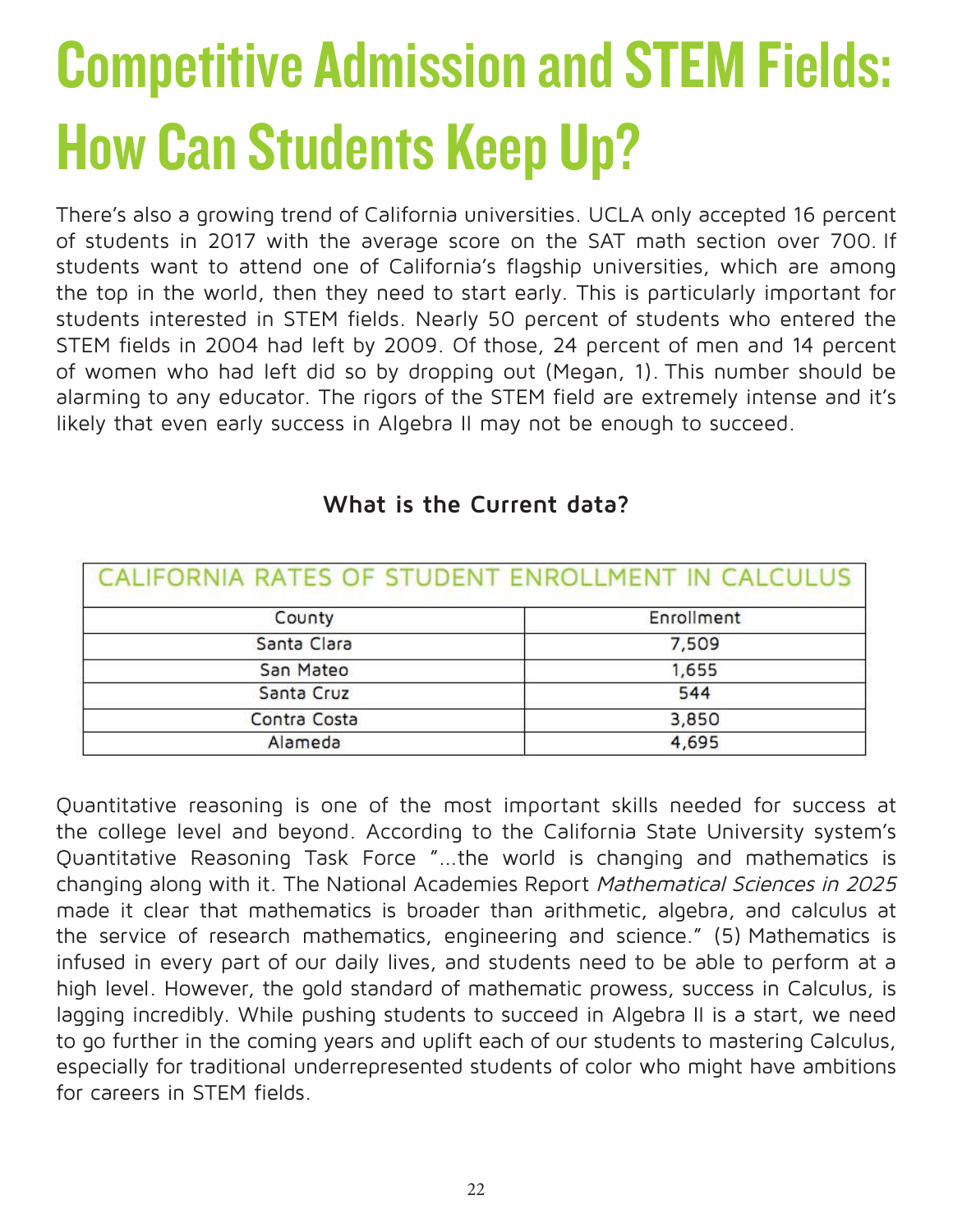# Competitive Admission and STEM Fields: How Can Students Keep Up?

There's also a growing trend of California universities. UCLA only accepted 16 percent of students in 2017 with the average score on the SAT math section over 700. If students want to attend one of California's flagship universities, which are among the top in the world, then they need to start early. This is particularly important for students interested in STEM fields. Nearly 50 percent of students who entered the STEM fields in 2004 had left by 2009. Of those, 24 percent of men and 14 percent of women who had left did so by dropping out (Megan, 1). This number should be alarming to any educator. The rigors of the STEM field are extremely intense and it's likely that even early success in Algebra II may not be enough to succeed.

### What is the Current data?

| CALIFORNIA RATES OF STUDENT ENROLLMENT IN CALCULUS | |
|---|---|
| County | Enrollment |
| Santa Clara | 7,509 |
| San Mateo | 1,655 |
| Santa Cruz | 544 |
| Contra Costa | 3,850 |
| Alameda | 4,695 |

Quantitative reasoning is one of the most important skills needed for success at the college level and beyond. According to the California State University system's Quantitative Reasoning Task Force "...the world is changing and mathematics is changing along with it. The National Academies Report *Mathematical Sciences in 2025* made it clear that mathematics is broader than arithmetic, algebra, and calculus at the service of research mathematics, engineering and science." (5) Mathematics is infused in every part of our daily lives, and students need to be able to perform at a high level. However, the gold standard of mathematic prowess, success in Calculus, is lagging incredibly. While pushing students to succeed in Algebra II is a start, we need to go further in the coming years and uplift each of our students to mastering Calculus, especially for traditional underrepresented students of color who might have ambitions for careers in STEM fields.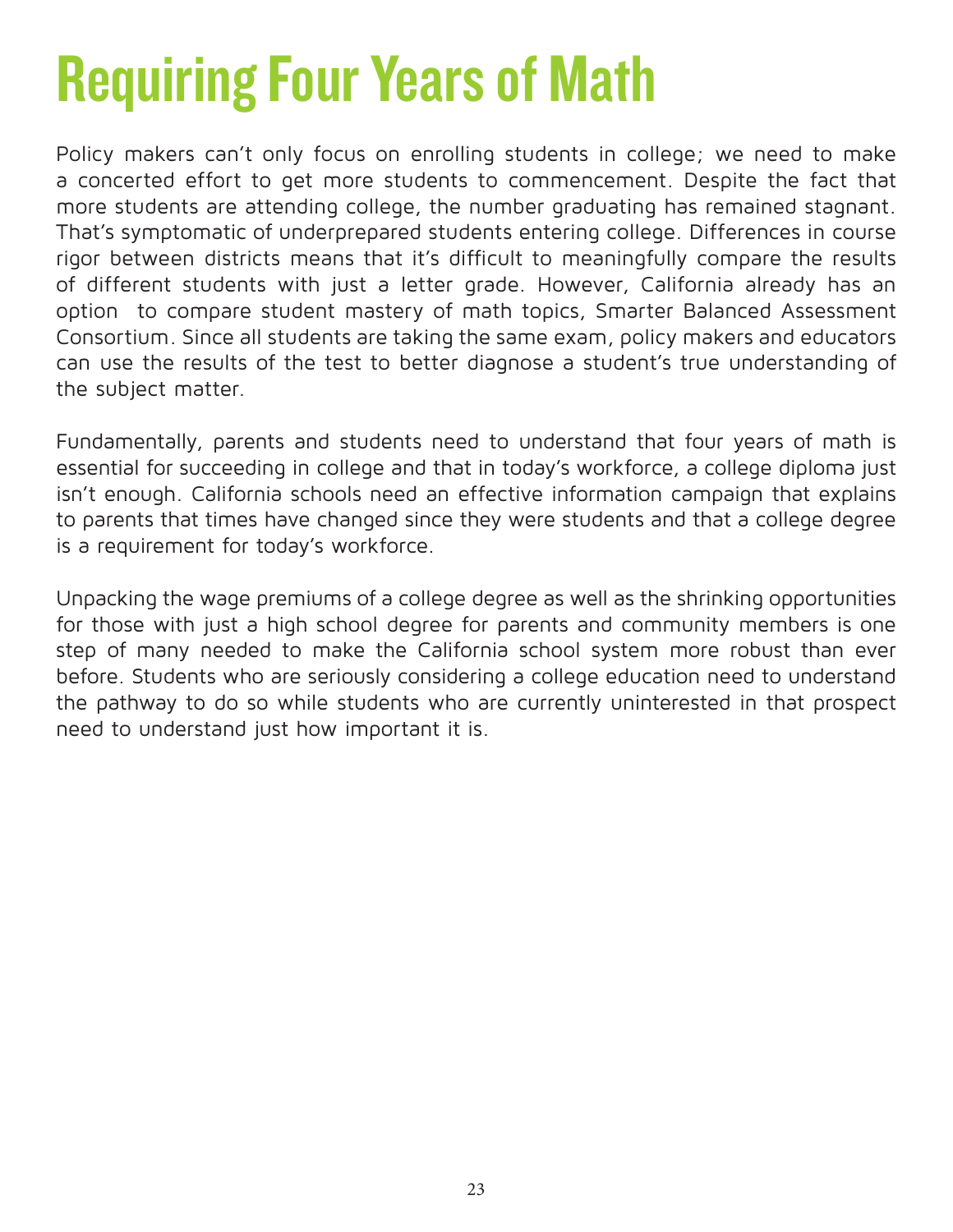# Requiring Four Years of Math

Policy makers can't only focus on enrolling students in college; we need to make a concerted effort to get more students to commencement. Despite the fact that more students are attending college, the number graduating has remained stagnant. That's symptomatic of underprepared students entering college. Differences in course rigor between districts means that it's difficult to meaningfully compare the results of different students with just a letter grade. However, California already has an option  to compare student mastery of math topics, Smarter Balanced Assessment Consortium. Since all students are taking the same exam, policy makers and educators can use the results of the test to better diagnose a student's true understanding of the subject matter.

Fundamentally, parents and students need to understand that four years of math is essential for succeeding in college and that in today's workforce, a college diploma just isn't enough. California schools need an effective information campaign that explains to parents that times have changed since they were students and that a college degree is a requirement for today's workforce.

Unpacking the wage premiums of a college degree as well as the shrinking opportunities for those with just a high school degree for parents and community members is one step of many needed to make the California school system more robust than ever before. Students who are seriously considering a college education need to understand the pathway to do so while students who are currently uninterested in that prospect need to understand just how important it is.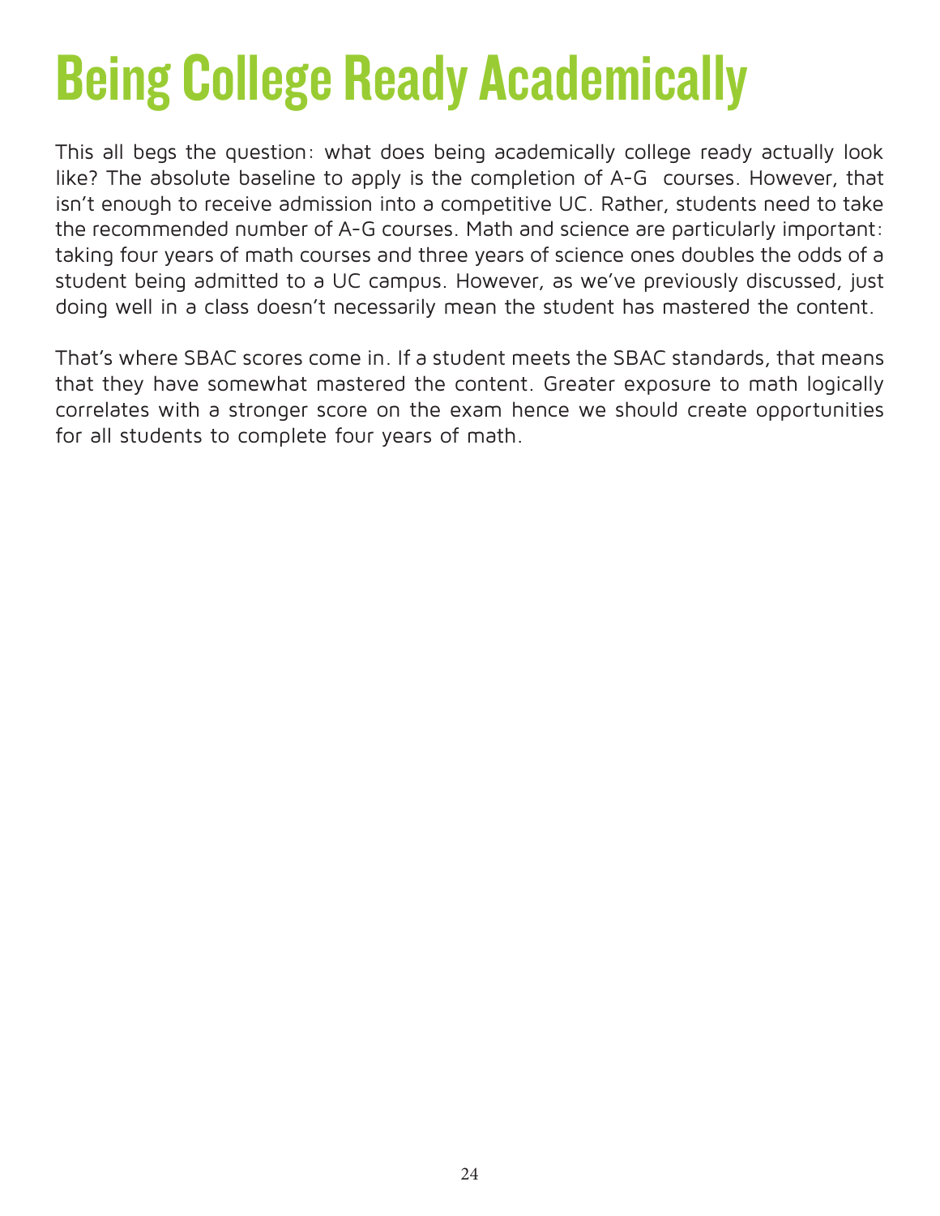# Being College Ready Academically

This all begs the question: what does being academically college ready actually look like? The absolute baseline to apply is the completion of A-G courses. However, that isn't enough to receive admission into a competitive UC. Rather, students need to take the recommended number of A-G courses. Math and science are particularly important: taking four years of math courses and three years of science ones doubles the odds of a student being admitted to a UC campus. However, as we've previously discussed, just doing well in a class doesn't necessarily mean the student has mastered the content.

That's where SBAC scores come in. If a student meets the SBAC standards, that means that they have somewhat mastered the content. Greater exposure to math logically correlates with a stronger score on the exam hence we should create opportunities for all students to complete four years of math.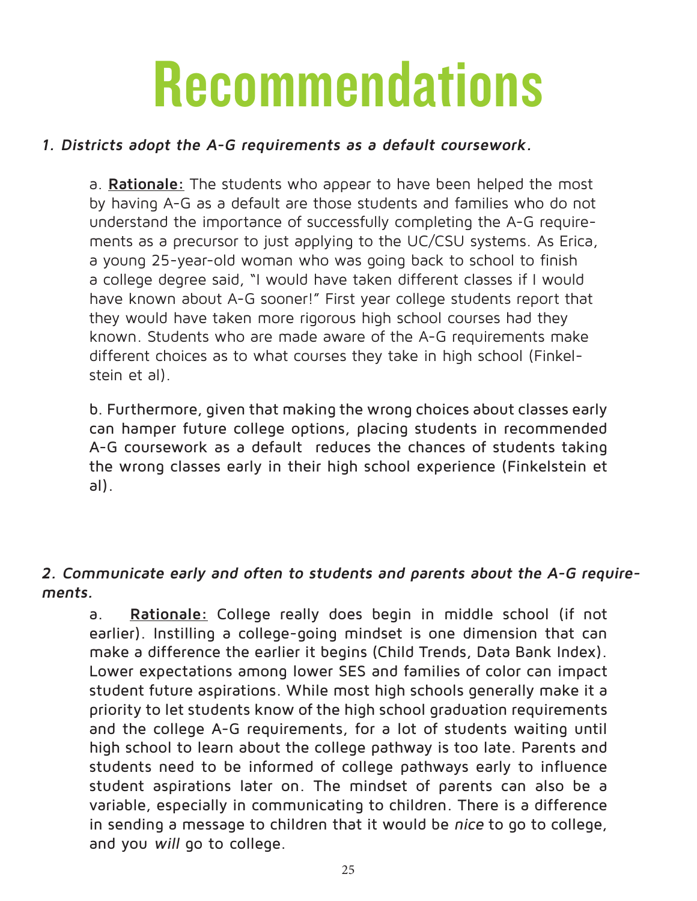# Recommendations

*1. Districts adopt the A-G requirements as a default coursework.*

a. **Rationale:** The students who appear to have been helped the most by having A-G as a default are those students and families who do not understand the importance of successfully completing the A-G requirements as a precursor to just applying to the UC/CSU systems. As Erica, a young 25-year-old woman who was going back to school to finish a college degree said, "I would have taken different classes if I would have known about A-G sooner!" First year college students report that they would have taken more rigorous high school courses had they known. Students who are made aware of the A-G requirements make different choices as to what courses they take in high school (Finkelstein et al).

b. Furthermore, given that making the wrong choices about classes early can hamper future college options, placing students in recommended A-G coursework as a default reduces the chances of students taking the wrong classes early in their high school experience (Finkelstein et al).

*2. Communicate early and often to students and parents about the A-G requirements.*

a. **Rationale:** College really does begin in middle school (if not earlier). Instilling a college-going mindset is one dimension that can make a difference the earlier it begins (Child Trends, Data Bank Index). Lower expectations among lower SES and families of color can impact student future aspirations. While most high schools generally make it a priority to let students know of the high school graduation requirements and the college A-G requirements, for a lot of students waiting until high school to learn about the college pathway is too late. Parents and students need to be informed of college pathways early to influence student aspirations later on. The mindset of parents can also be a variable, especially in communicating to children. There is a difference in sending a message to children that it would be *nice* to go to college, and you *will* go to college.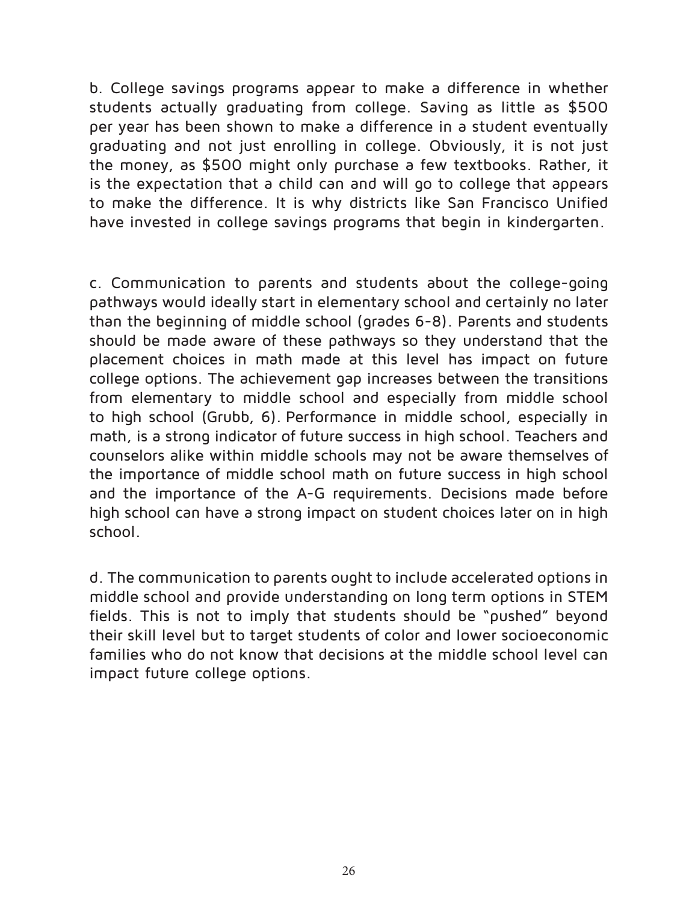b. College savings programs appear to make a difference in whether students actually graduating from college. Saving as little as $500 per year has been shown to make a difference in a student eventually graduating and not just enrolling in college. Obviously, it is not just the money, as $500 might only purchase a few textbooks. Rather, it is the expectation that a child can and will go to college that appears to make the difference. It is why districts like San Francisco Unified have invested in college savings programs that begin in kindergarten.

c. Communication to parents and students about the college-going pathways would ideally start in elementary school and certainly no later than the beginning of middle school (grades 6-8). Parents and students should be made aware of these pathways so they understand that the placement choices in math made at this level has impact on future college options. The achievement gap increases between the transitions from elementary to middle school and especially from middle school to high school (Grubb, 6). Performance in middle school, especially in math, is a strong indicator of future success in high school. Teachers and counselors alike within middle schools may not be aware themselves of the importance of middle school math on future success in high school and the importance of the A-G requirements. Decisions made before high school can have a strong impact on student choices later on in high school.

d. The communication to parents ought to include accelerated options in middle school and provide understanding on long term options in STEM fields. This is not to imply that students should be "pushed" beyond their skill level but to target students of color and lower socioeconomic families who do not know that decisions at the middle school level can impact future college options.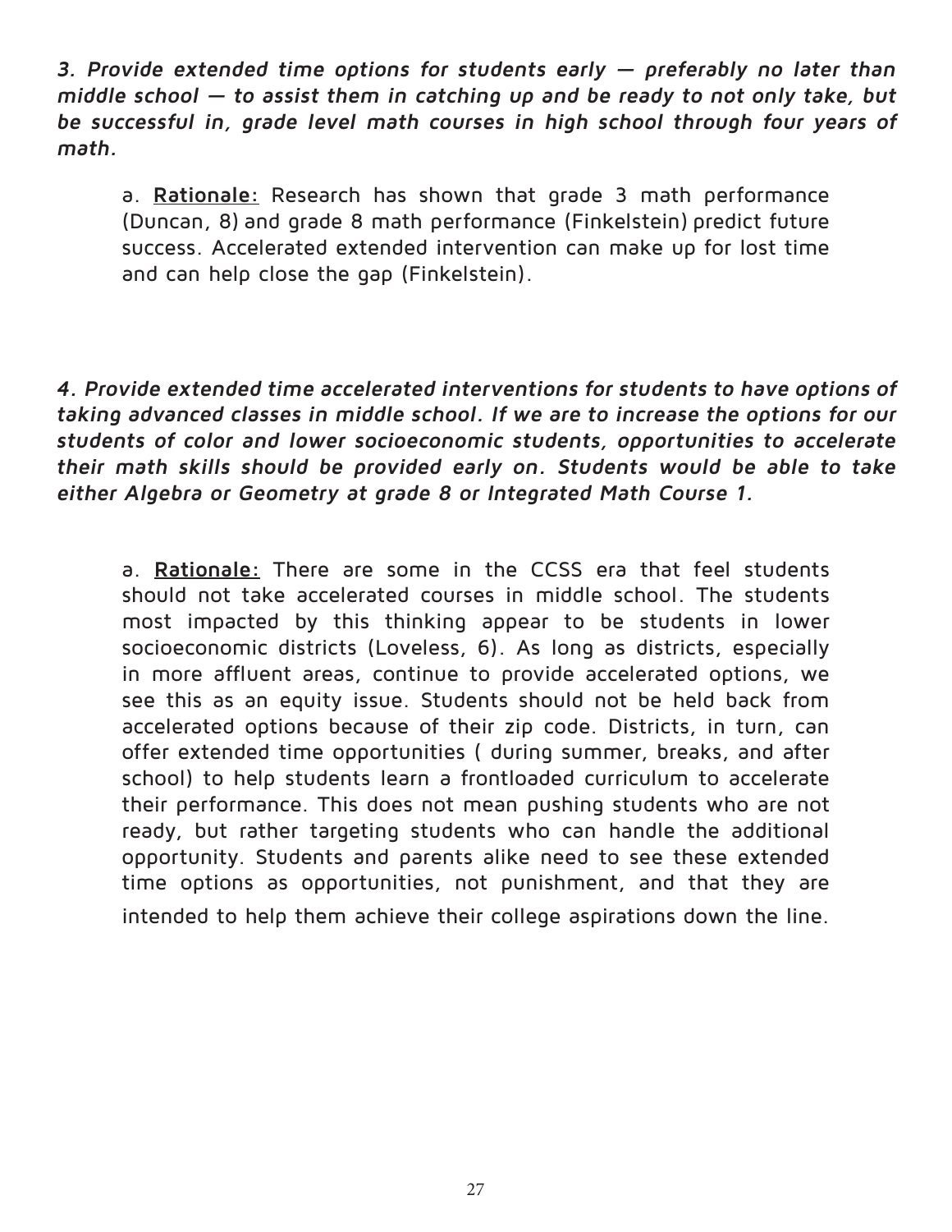***3. Provide extended time options for students early — preferably no later than middle school — to assist them in catching up and be ready to not only take, but be successful in, grade level math courses in high school through four years of math.***

a. **<u>Rationale:</u>** Research has shown that grade 3 math performance (Duncan, 8) and grade 8 math performance (Finkelstein) predict future success. Accelerated extended intervention can make up for lost time and can help close the gap (Finkelstein).

***4. Provide extended time accelerated interventions for students to have options of taking advanced classes in middle school. If we are to increase the options for our students of color and lower socioeconomic students, opportunities to accelerate their math skills should be provided early on. Students would be able to take either Algebra or Geometry at grade 8 or Integrated Math Course 1.***

a. **<u>Rationale:</u>** There are some in the CCSS era that feel students should not take accelerated courses in middle school. The students most impacted by this thinking appear to be students in lower socioeconomic districts (Loveless, 6). As long as districts, especially in more affluent areas, continue to provide accelerated options, we see this as an equity issue. Students should not be held back from accelerated options because of their zip code. Districts, in turn, can offer extended time opportunities ( during summer, breaks, and after school) to help students learn a frontloaded curriculum to accelerate their performance. This does not mean pushing students who are not ready, but rather targeting students who can handle the additional opportunity. Students and parents alike need to see these extended time options as opportunities, not punishment, and that they are intended to help them achieve their college aspirations down the line.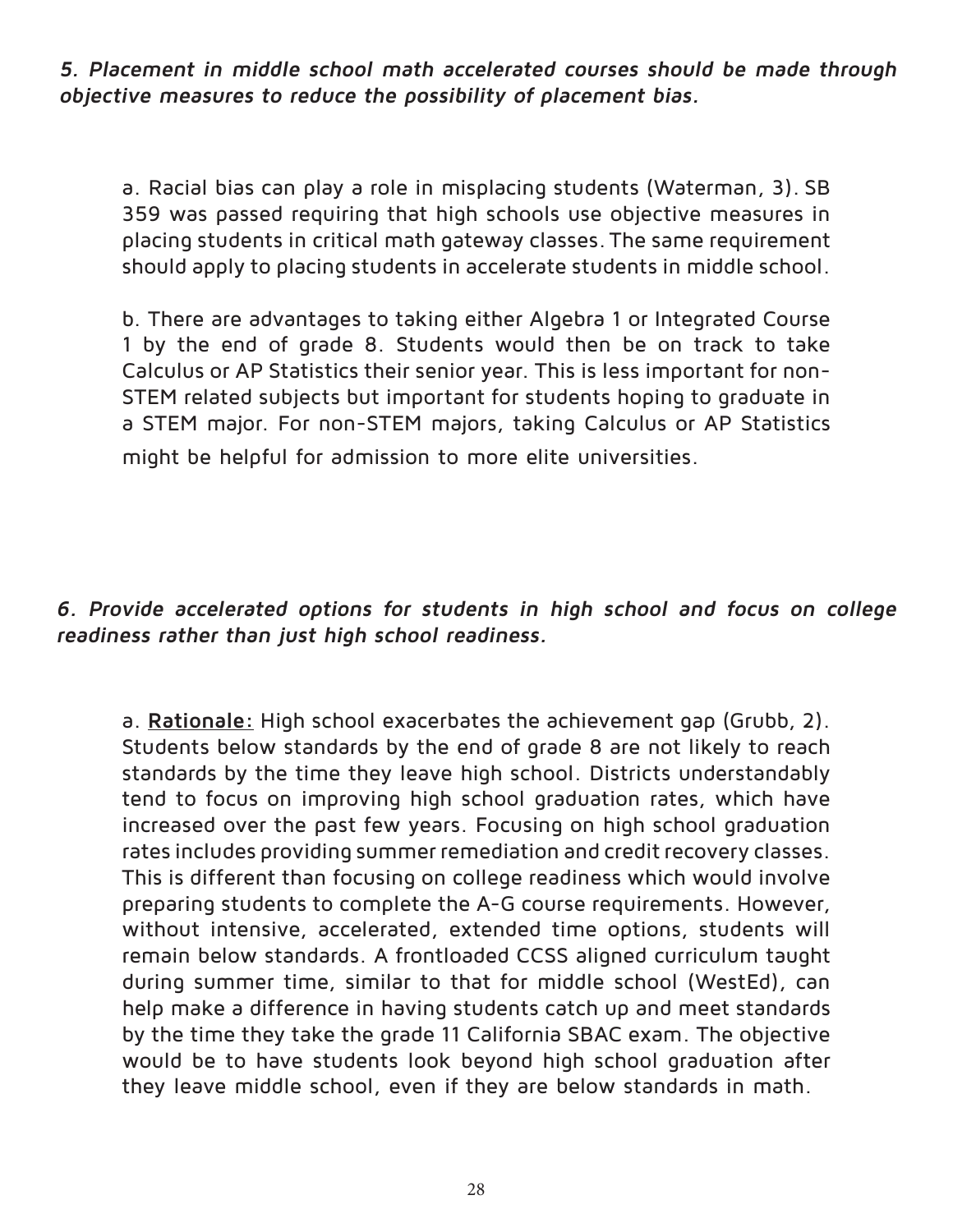***5. Placement in middle school math accelerated courses should be made through objective measures to reduce the possibility of placement bias.***

a. Racial bias can play a role in misplacing students (Waterman, 3). SB 359 was passed requiring that high schools use objective measures in placing students in critical math gateway classes. The same requirement should apply to placing students in accelerate students in middle school.

b. There are advantages to taking either Algebra 1 or Integrated Course 1 by the end of grade 8. Students would then be on track to take Calculus or AP Statistics their senior year. This is less important for non-STEM related subjects but important for students hoping to graduate in a STEM major. For non-STEM majors, taking Calculus or AP Statistics might be helpful for admission to more elite universities.

***6. Provide accelerated options for students in high school and focus on college readiness rather than just high school readiness.***

a. **<u>Rationale:</u>** High school exacerbates the achievement gap (Grubb, 2). Students below standards by the end of grade 8 are not likely to reach standards by the time they leave high school. Districts understandably tend to focus on improving high school graduation rates, which have increased over the past few years. Focusing on high school graduation rates includes providing summer remediation and credit recovery classes. This is different than focusing on college readiness which would involve preparing students to complete the A-G course requirements. However, without intensive, accelerated, extended time options, students will remain below standards. A frontloaded CCSS aligned curriculum taught during summer time, similar to that for middle school (WestEd), can help make a difference in having students catch up and meet standards by the time they take the grade 11 California SBAC exam. The objective would be to have students look beyond high school graduation after they leave middle school, even if they are below standards in math.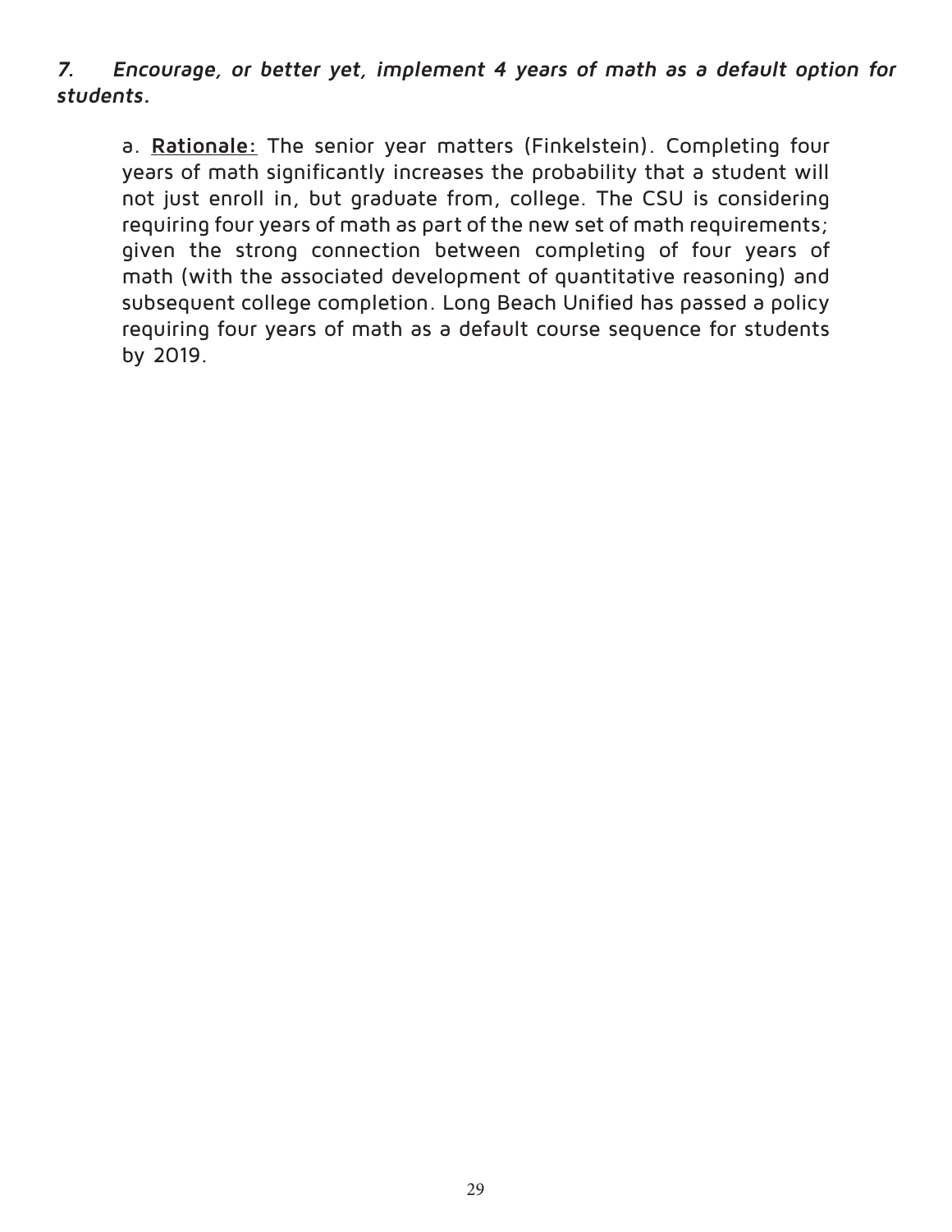*7. Encourage, or better yet, implement 4 years of math as a default option for students.*

a. **<u>Rationale:</u>** The senior year matters (Finkelstein). Completing four years of math significantly increases the probability that a student will not just enroll in, but graduate from, college. The CSU is considering requiring four years of math as part of the new set of math requirements; given the strong connection between completing of four years of math (with the associated development of quantitative reasoning) and subsequent college completion. Long Beach Unified has passed a policy requiring four years of math as a default course sequence for students by 2019.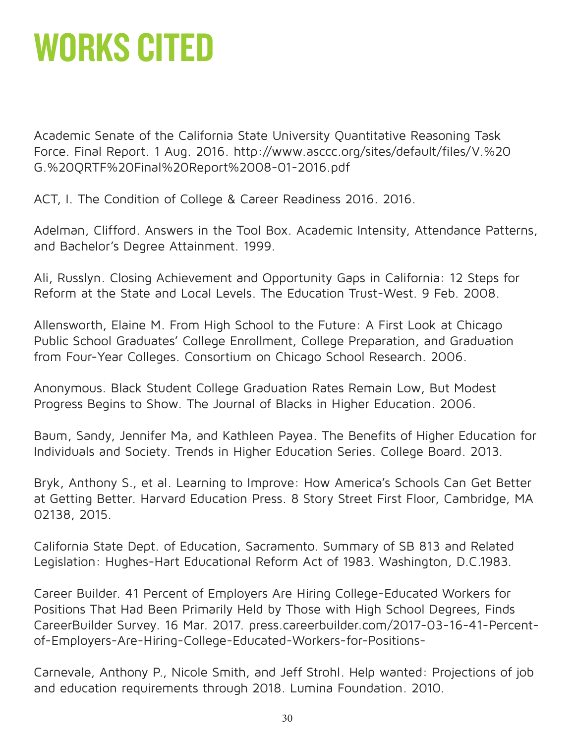# WORKS CITED

Academic Senate of the California State University Quantitative Reasoning Task Force. Final Report. 1 Aug. 2016. http://www.asccc.org/sites/default/files/V.%20G.%20QRTF%20Final%20Report%2008-01-2016.pdf

ACT, I. The Condition of College & Career Readiness 2016. 2016.

Adelman, Clifford. Answers in the Tool Box. Academic Intensity, Attendance Patterns, and Bachelor's Degree Attainment. 1999.

Ali, Russlyn. Closing Achievement and Opportunity Gaps in California: 12 Steps for Reform at the State and Local Levels. The Education Trust-West. 9 Feb. 2008.

Allensworth, Elaine M. From High School to the Future: A First Look at Chicago Public School Graduates' College Enrollment, College Preparation, and Graduation from Four-Year Colleges. Consortium on Chicago School Research. 2006.

Anonymous. Black Student College Graduation Rates Remain Low, But Modest Progress Begins to Show. The Journal of Blacks in Higher Education. 2006.

Baum, Sandy, Jennifer Ma, and Kathleen Payea. The Benefits of Higher Education for Individuals and Society. Trends in Higher Education Series. College Board. 2013.

Bryk, Anthony S., et al. Learning to Improve: How America's Schools Can Get Better at Getting Better. Harvard Education Press. 8 Story Street First Floor, Cambridge, MA 02138, 2015.

California State Dept. of Education, Sacramento. Summary of SB 813 and Related Legislation: Hughes-Hart Educational Reform Act of 1983. Washington, D.C.1983.

Career Builder. 41 Percent of Employers Are Hiring College-Educated Workers for Positions That Had Been Primarily Held by Those with High School Degrees, Finds CareerBuilder Survey. 16 Mar. 2017. press.careerbuilder.com/2017-03-16-41-Percent-of-Employers-Are-Hiring-College-Educated-Workers-for-Positions-

Carnevale, Anthony P., Nicole Smith, and Jeff Strohl. Help wanted: Projections of job and education requirements through 2018. Lumina Foundation. 2010.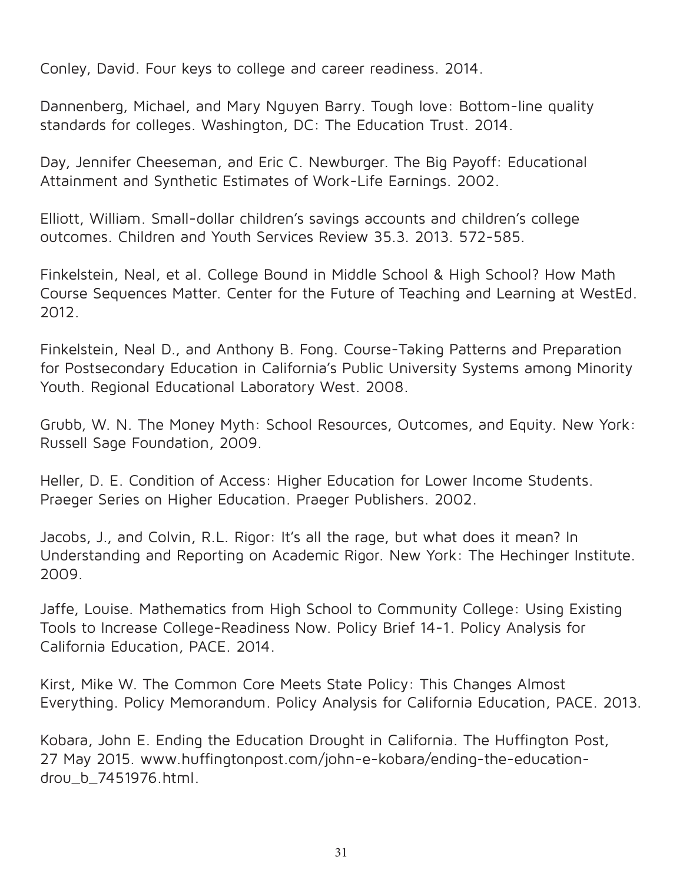Conley, David. Four keys to college and career readiness. 2014.

Dannenberg, Michael, and Mary Nguyen Barry. Tough love: Bottom-line quality standards for colleges. Washington, DC: The Education Trust. 2014.

Day, Jennifer Cheeseman, and Eric C. Newburger. The Big Payoff: Educational Attainment and Synthetic Estimates of Work-Life Earnings. 2002.

Elliott, William. Small-dollar children's savings accounts and children's college outcomes. Children and Youth Services Review 35.3. 2013. 572-585.

Finkelstein, Neal, et al. College Bound in Middle School & High School? How Math Course Sequences Matter. Center for the Future of Teaching and Learning at WestEd. 2012.

Finkelstein, Neal D., and Anthony B. Fong. Course-Taking Patterns and Preparation for Postsecondary Education in California's Public University Systems among Minority Youth. Regional Educational Laboratory West. 2008.

Grubb, W. N. The Money Myth: School Resources, Outcomes, and Equity. New York: Russell Sage Foundation, 2009.

Heller, D. E. Condition of Access: Higher Education for Lower Income Students. Praeger Series on Higher Education. Praeger Publishers. 2002.

Jacobs, J., and Colvin, R.L. Rigor: It's all the rage, but what does it mean? In Understanding and Reporting on Academic Rigor. New York: The Hechinger Institute. 2009.

Jaffe, Louise. Mathematics from High School to Community College: Using Existing Tools to Increase College-Readiness Now. Policy Brief 14-1. Policy Analysis for California Education, PACE. 2014.

Kirst, Mike W. The Common Core Meets State Policy: This Changes Almost Everything. Policy Memorandum. Policy Analysis for California Education, PACE. 2013.

Kobara, John E. Ending the Education Drought in California. The Huffington Post, 27 May 2015. www.huffingtonpost.com/john-e-kobara/ending-the-education-drou_b_7451976.html.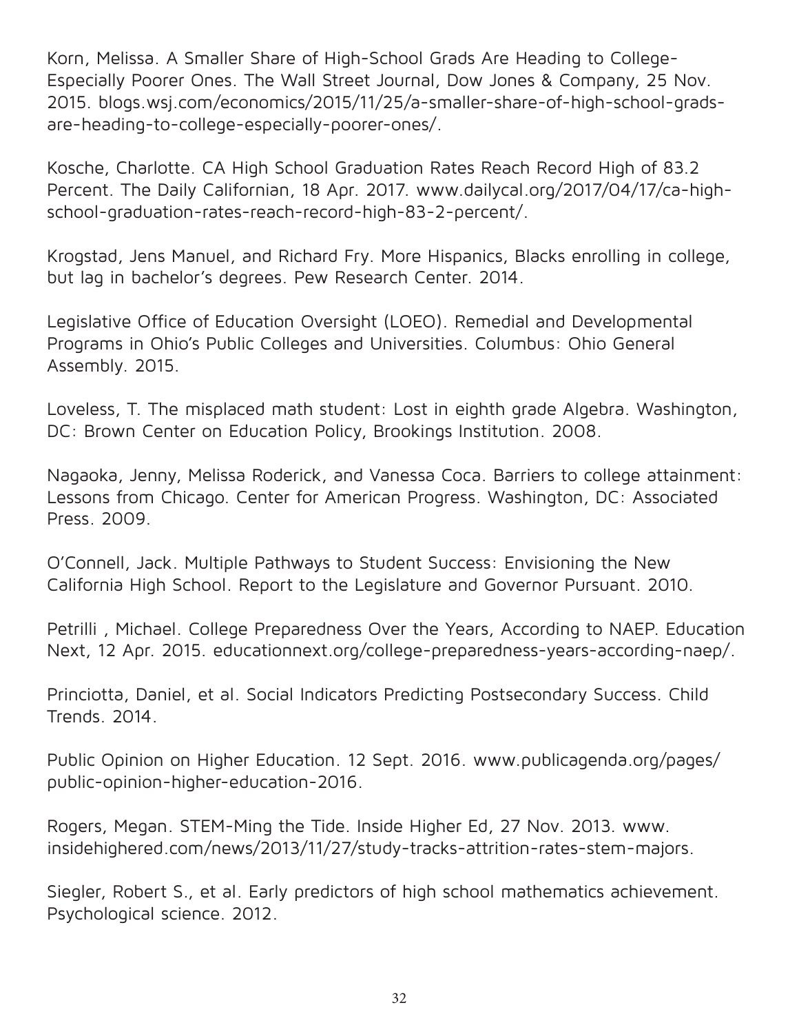Korn, Melissa. A Smaller Share of High-School Grads Are Heading to College- Especially Poorer Ones. The Wall Street Journal, Dow Jones & Company, 25 Nov. 2015. blogs.wsj.com/economics/2015/11/25/a-smaller-share-of-high-school-grads-are-heading-to-college-especially-poorer-ones/.

Kosche, Charlotte. CA High School Graduation Rates Reach Record High of 83.2 Percent. The Daily Californian, 18 Apr. 2017. www.dailycal.org/2017/04/17/ca-high-school-graduation-rates-reach-record-high-83-2-percent/.

Krogstad, Jens Manuel, and Richard Fry. More Hispanics, Blacks enrolling in college, but lag in bachelor's degrees. Pew Research Center. 2014.

Legislative Office of Education Oversight (LOEO). Remedial and Developmental Programs in Ohio's Public Colleges and Universities. Columbus: Ohio General Assembly. 2015.

Loveless, T. The misplaced math student: Lost in eighth grade Algebra. Washington, DC: Brown Center on Education Policy, Brookings Institution. 2008.

Nagaoka, Jenny, Melissa Roderick, and Vanessa Coca. Barriers to college attainment: Lessons from Chicago. Center for American Progress. Washington, DC: Associated Press. 2009.

O'Connell, Jack. Multiple Pathways to Student Success: Envisioning the New California High School. Report to the Legislature and Governor Pursuant. 2010.

Petrilli , Michael. College Preparedness Over the Years, According to NAEP. Education Next, 12 Apr. 2015. educationnext.org/college-preparedness-years-according-naep/.

Princiotta, Daniel, et al. Social Indicators Predicting Postsecondary Success. Child Trends. 2014.

Public Opinion on Higher Education. 12 Sept. 2016. www.publicagenda.org/pages/public-opinion-higher-education-2016.

Rogers, Megan. STEM-Ming the Tide. Inside Higher Ed, 27 Nov. 2013. www.insidehighered.com/news/2013/11/27/study-tracks-attrition-rates-stem-majors.

Siegler, Robert S., et al. Early predictors of high school mathematics achievement. Psychological science. 2012.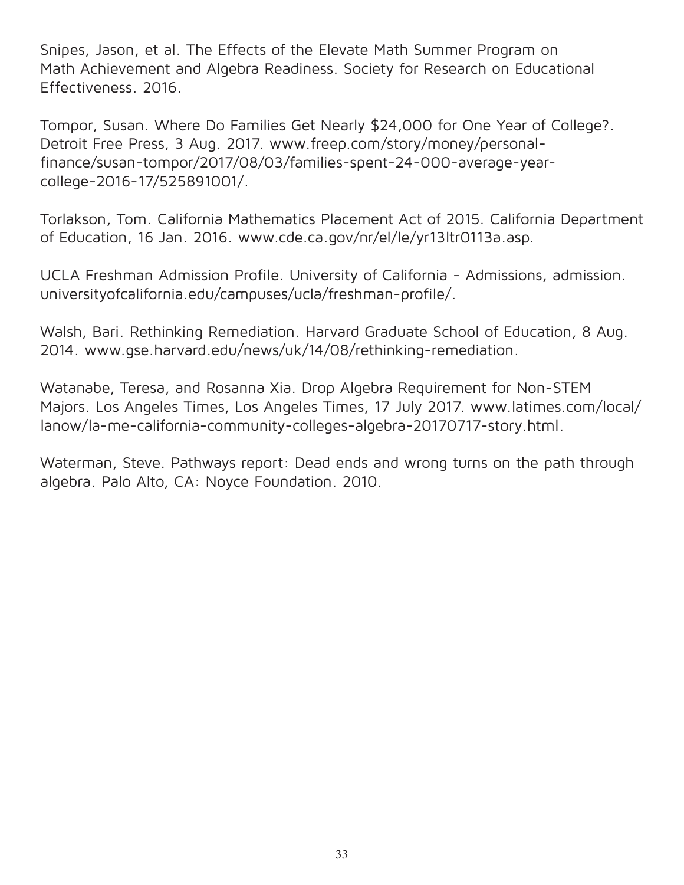Snipes, Jason, et al. The Effects of the Elevate Math Summer Program on Math Achievement and Algebra Readiness. Society for Research on Educational Effectiveness. 2016.

Tompor, Susan. Where Do Families Get Nearly $24,000 for One Year of College?. Detroit Free Press, 3 Aug. 2017. www.freep.com/story/money/personal-finance/susan-tompor/2017/08/03/families-spent-24-000-average-year-college-2016-17/525891001/.

Torlakson, Tom. California Mathematics Placement Act of 2015. California Department of Education, 16 Jan. 2016. www.cde.ca.gov/nr/el/le/yr13ltr0113a.asp.

UCLA Freshman Admission Profile. University of California - Admissions, admission.universityofcalifornia.edu/campuses/ucla/freshman-profile/.

Walsh, Bari. Rethinking Remediation. Harvard Graduate School of Education, 8 Aug. 2014. www.gse.harvard.edu/news/uk/14/08/rethinking-remediation.

Watanabe, Teresa, and Rosanna Xia. Drop Algebra Requirement for Non-STEM Majors. Los Angeles Times, Los Angeles Times, 17 July 2017. www.latimes.com/local/lanow/la-me-california-community-colleges-algebra-20170717-story.html.

Waterman, Steve. Pathways report: Dead ends and wrong turns on the path through algebra. Palo Alto, CA: Noyce Foundation. 2010.